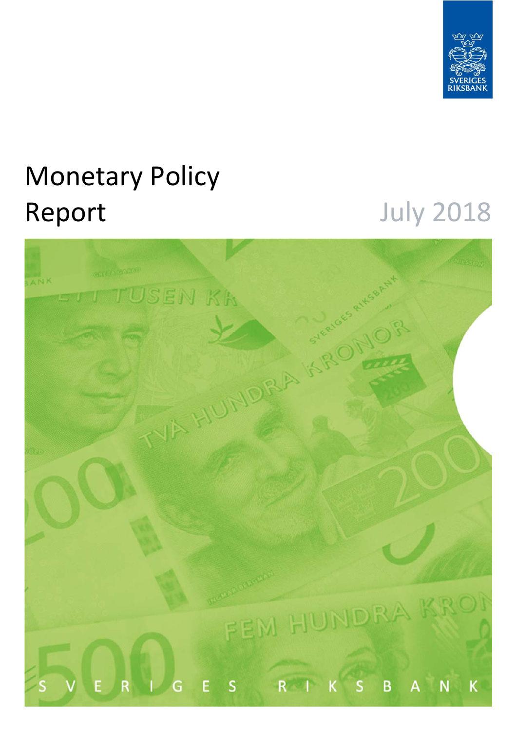# Monetary Policy Report

July 2018

SVERIGES RIKSBANK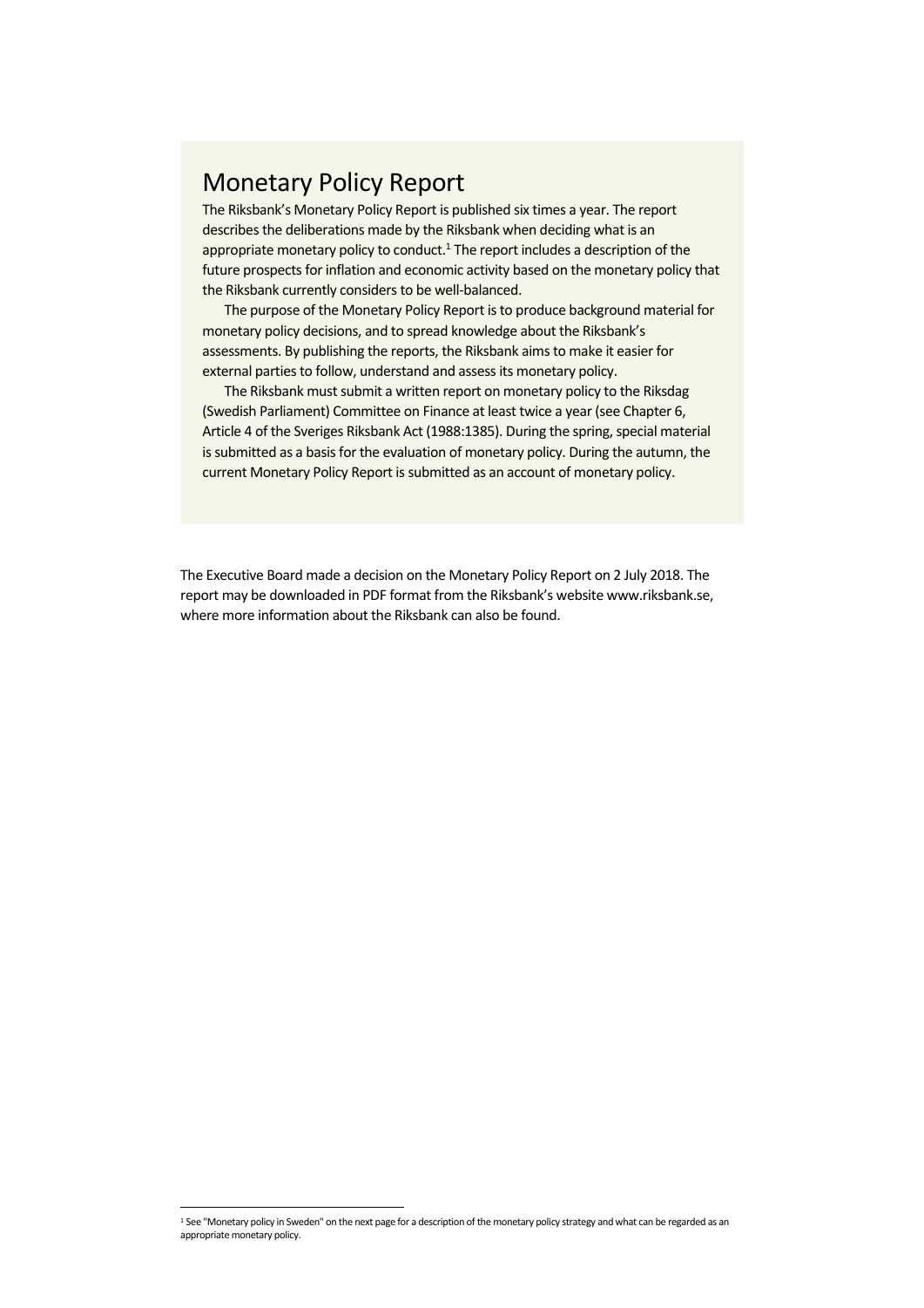# Monetary Policy Report

The Riksbank's Monetary Policy Report is published six times a year. The report describes the deliberations made by the Riksbank when deciding what is an appropriate monetary policy to conduct.[1] The report includes a description of the future prospects for inflation and economic activity based on the monetary policy that the Riksbank currently considers to be well-balanced.

The purpose of the Monetary Policy Report is to produce background material for monetary policy decisions, and to spread knowledge about the Riksbank's assessments. By publishing the reports, the Riksbank aims to make it easier for external parties to follow, understand and assess its monetary policy.

The Riksbank must submit a written report on monetary policy to the Riksdag (Swedish Parliament) Committee on Finance at least twice a year (see Chapter 6, Article 4 of the Sveriges Riksbank Act (1988:1385). During the spring, special material is submitted as a basis for the evaluation of monetary policy. During the autumn, the current Monetary Policy Report is submitted as an account of monetary policy.

The Executive Board made a decision on the Monetary Policy Report on 2 July 2018. The report may be downloaded in PDF format from the Riksbank's website www.riksbank.se, where more information about the Riksbank can also be found.

[1] See "Monetary policy in Sweden" on the next page for a description of the monetary policy strategy and what can be regarded as an appropriate monetary policy.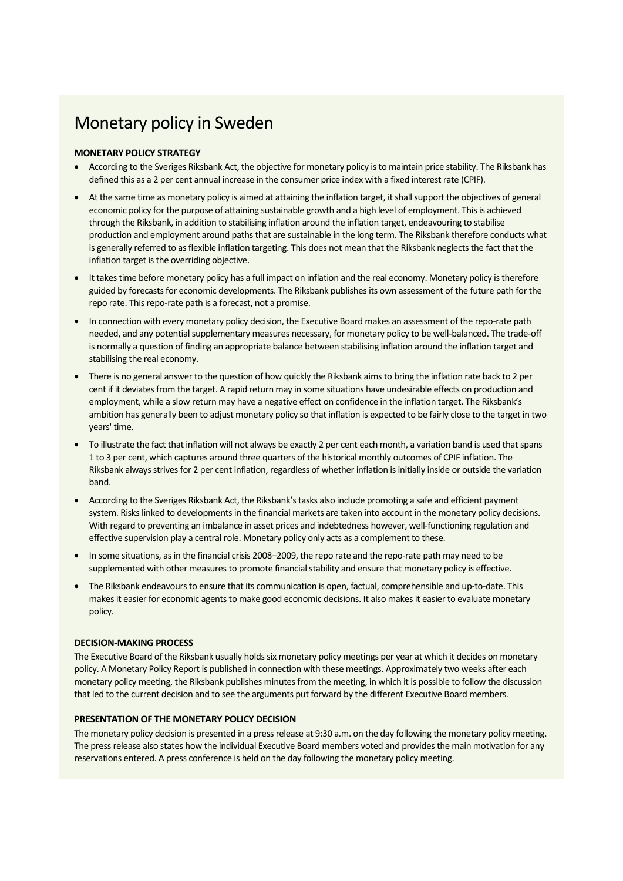# Monetary policy in Sweden

**MONETARY POLICY STRATEGY**

- According to the Sveriges Riksbank Act, the objective for monetary policy is to maintain price stability. The Riksbank has defined this as a 2 per cent annual increase in the consumer price index with a fixed interest rate (CPIF).
- At the same time as monetary policy is aimed at attaining the inflation target, it shall support the objectives of general economic policy for the purpose of attaining sustainable growth and a high level of employment. This is achieved through the Riksbank, in addition to stabilising inflation around the inflation target, endeavouring to stabilise production and employment around paths that are sustainable in the long term. The Riksbank therefore conducts what is generally referred to as flexible inflation targeting. This does not mean that the Riksbank neglects the fact that the inflation target is the overriding objective.
- It takes time before monetary policy has a full impact on inflation and the real economy. Monetary policy is therefore guided by forecasts for economic developments. The Riksbank publishes its own assessment of the future path for the repo rate. This repo-rate path is a forecast, not a promise.
- In connection with every monetary policy decision, the Executive Board makes an assessment of the repo-rate path needed, and any potential supplementary measures necessary, for monetary policy to be well-balanced. The trade-off is normally a question of finding an appropriate balance between stabilising inflation around the inflation target and stabilising the real economy.
- There is no general answer to the question of how quickly the Riksbank aims to bring the inflation rate back to 2 per cent if it deviates from the target. A rapid return may in some situations have undesirable effects on production and employment, while a slow return may have a negative effect on confidence in the inflation target. The Riksbank's ambition has generally been to adjust monetary policy so that inflation is expected to be fairly close to the target in two years' time.
- To illustrate the fact that inflation will not always be exactly 2 per cent each month, a variation band is used that spans 1 to 3 per cent, which captures around three quarters of the historical monthly outcomes of CPIF inflation. The Riksbank always strives for 2 per cent inflation, regardless of whether inflation is initially inside or outside the variation band.
- According to the Sveriges Riksbank Act, the Riksbank's tasks also include promoting a safe and efficient payment system. Risks linked to developments in the financial markets are taken into account in the monetary policy decisions. With regard to preventing an imbalance in asset prices and indebtedness however, well-functioning regulation and effective supervision play a central role. Monetary policy only acts as a complement to these.
- In some situations, as in the financial crisis 2008–2009, the repo rate and the repo-rate path may need to be supplemented with other measures to promote financial stability and ensure that monetary policy is effective.
- The Riksbank endeavours to ensure that its communication is open, factual, comprehensible and up-to-date. This makes it easier for economic agents to make good economic decisions. It also makes it easier to evaluate monetary policy.

**DECISION-MAKING PROCESS**

The Executive Board of the Riksbank usually holds six monetary policy meetings per year at which it decides on monetary policy. A Monetary Policy Report is published in connection with these meetings. Approximately two weeks after each monetary policy meeting, the Riksbank publishes minutes from the meeting, in which it is possible to follow the discussion that led to the current decision and to see the arguments put forward by the different Executive Board members.

**PRESENTATION OF THE MONETARY POLICY DECISION**

The monetary policy decision is presented in a press release at 9:30 a.m. on the day following the monetary policy meeting. The press release also states how the individual Executive Board members voted and provides the main motivation for any reservations entered. A press conference is held on the day following the monetary policy meeting.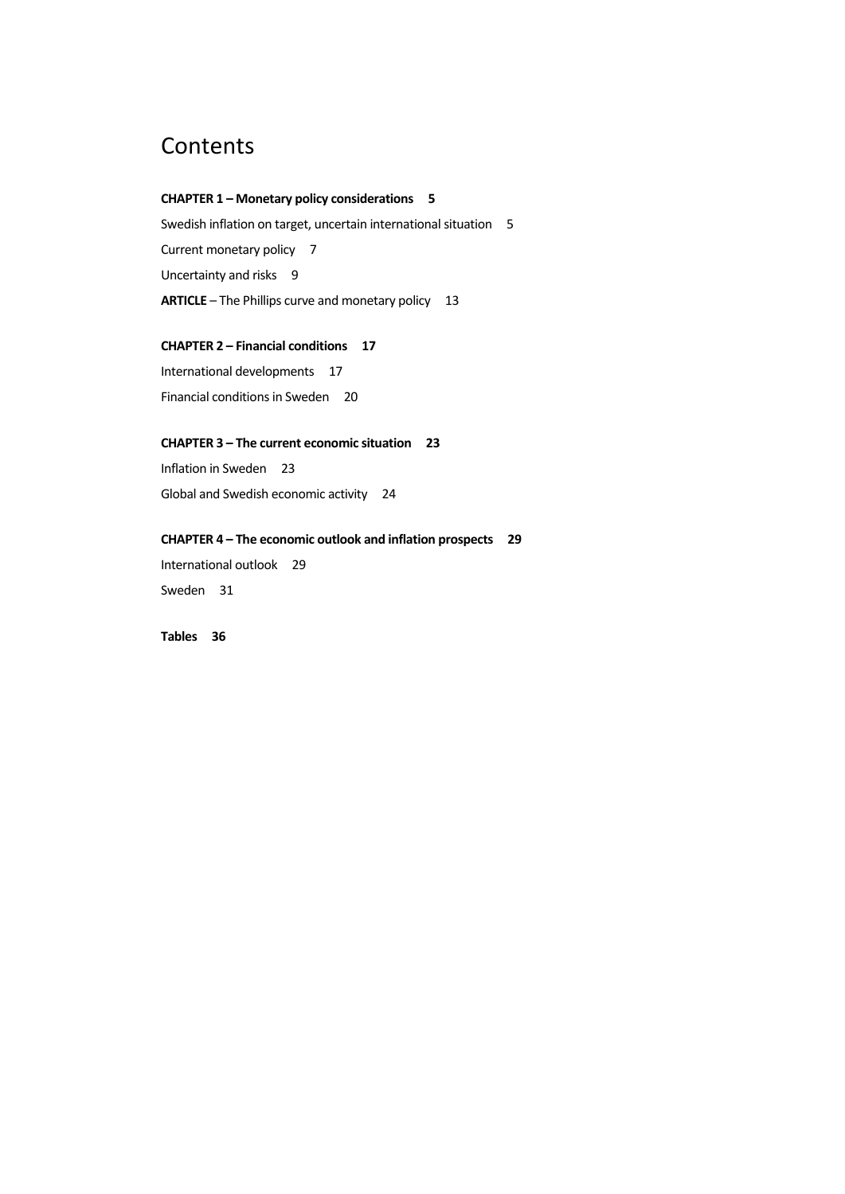# Contents

**CHAPTER 1 – Monetary policy considerations 5**

Swedish inflation on target, uncertain international situation 5

Current monetary policy 7

Uncertainty and risks 9

**ARTICLE** – The Phillips curve and monetary policy 13

**CHAPTER 2 – Financial conditions 17**

International developments 17

Financial conditions in Sweden 20

**CHAPTER 3 – The current economic situation 23**

Inflation in Sweden 23

Global and Swedish economic activity 24

**CHAPTER 4 – The economic outlook and inflation prospects 29**

International outlook 29

Sweden 31

**Tables 36**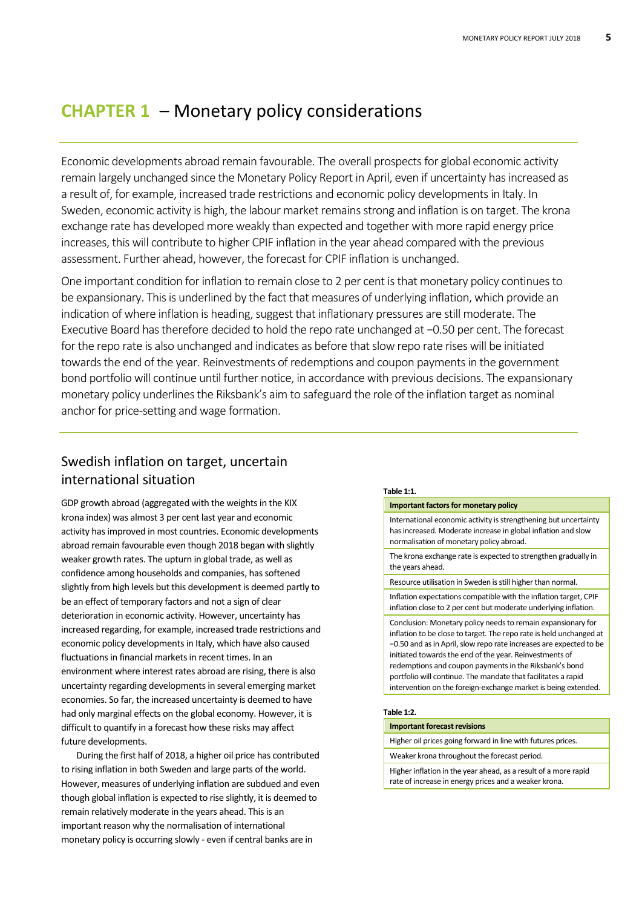# CHAPTER 1 – Monetary policy considerations

Economic developments abroad remain favourable. The overall prospects for global economic activity remain largely unchanged since the Monetary Policy Report in April, even if uncertainty has increased as a result of, for example, increased trade restrictions and economic policy developments in Italy. In Sweden, economic activity is high, the labour market remains strong and inflation is on target. The krona exchange rate has developed more weakly than expected and together with more rapid energy price increases, this will contribute to higher CPIF inflation in the year ahead compared with the previous assessment. Further ahead, however, the forecast for CPIF inflation is unchanged.

One important condition for inflation to remain close to 2 per cent is that monetary policy continues to be expansionary. This is underlined by the fact that measures of underlying inflation, which provide an indication of where inflation is heading, suggest that inflationary pressures are still moderate. The Executive Board has therefore decided to hold the repo rate unchanged at −0.50 per cent. The forecast for the repo rate is also unchanged and indicates as before that slow repo rate rises will be initiated towards the end of the year. Reinvestments of redemptions and coupon payments in the government bond portfolio will continue until further notice, in accordance with previous decisions. The expansionary monetary policy underlines the Riksbank's aim to safeguard the role of the inflation target as nominal anchor for price-setting and wage formation.

## Swedish inflation on target, uncertain international situation

GDP growth abroad (aggregated with the weights in the KIX krona index) was almost 3 per cent last year and economic activity has improved in most countries. Economic developments abroad remain favourable even though 2018 began with slightly weaker growth rates. The upturn in global trade, as well as confidence among households and companies, has softened slightly from high levels but this development is deemed partly to be an effect of temporary factors and not a sign of clear deterioration in economic activity. However, uncertainty has increased regarding, for example, increased trade restrictions and economic policy developments in Italy, which have also caused fluctuations in financial markets in recent times. In an environment where interest rates abroad are rising, there is also uncertainty regarding developments in several emerging market economies. So far, the increased uncertainty is deemed to have had only marginal effects on the global economy. However, it is difficult to quantify in a forecast how these risks may affect future developments.

During the first half of 2018, a higher oil price has contributed to rising inflation in both Sweden and large parts of the world. However, measures of underlying inflation are subdued and even though global inflation is expected to rise slightly, it is deemed to remain relatively moderate in the years ahead. This is an important reason why the normalisation of international monetary policy is occurring slowly - even if central banks are in

**Table 1:1.**

| Important factors for monetary policy |
|---|
| International economic activity is strengthening but uncertainty has increased. Moderate increase in global inflation and slow normalisation of monetary policy abroad. |
| The krona exchange rate is expected to strengthen gradually in the years ahead. |
| Resource utilisation in Sweden is still higher than normal. |
| Inflation expectations compatible with the inflation target, CPIF inflation close to 2 per cent but moderate underlying inflation. |
| Conclusion: Monetary policy needs to remain expansionary for inflation to be close to target. The repo rate is held unchanged at −0.50 and as in April, slow repo rate increases are expected to be initiated towards the end of the year. Reinvestments of redemptions and coupon payments in the Riksbank's bond portfolio will continue. The mandate that facilitates a rapid intervention on the foreign-exchange market is being extended. |

**Table 1:2.**

| Important forecast revisions |
|---|
| Higher oil prices going forward in line with futures prices. |
| Weaker krona throughout the forecast period. |
| Higher inflation in the year ahead, as a result of a more rapid rate of increase in energy prices and a weaker krona. |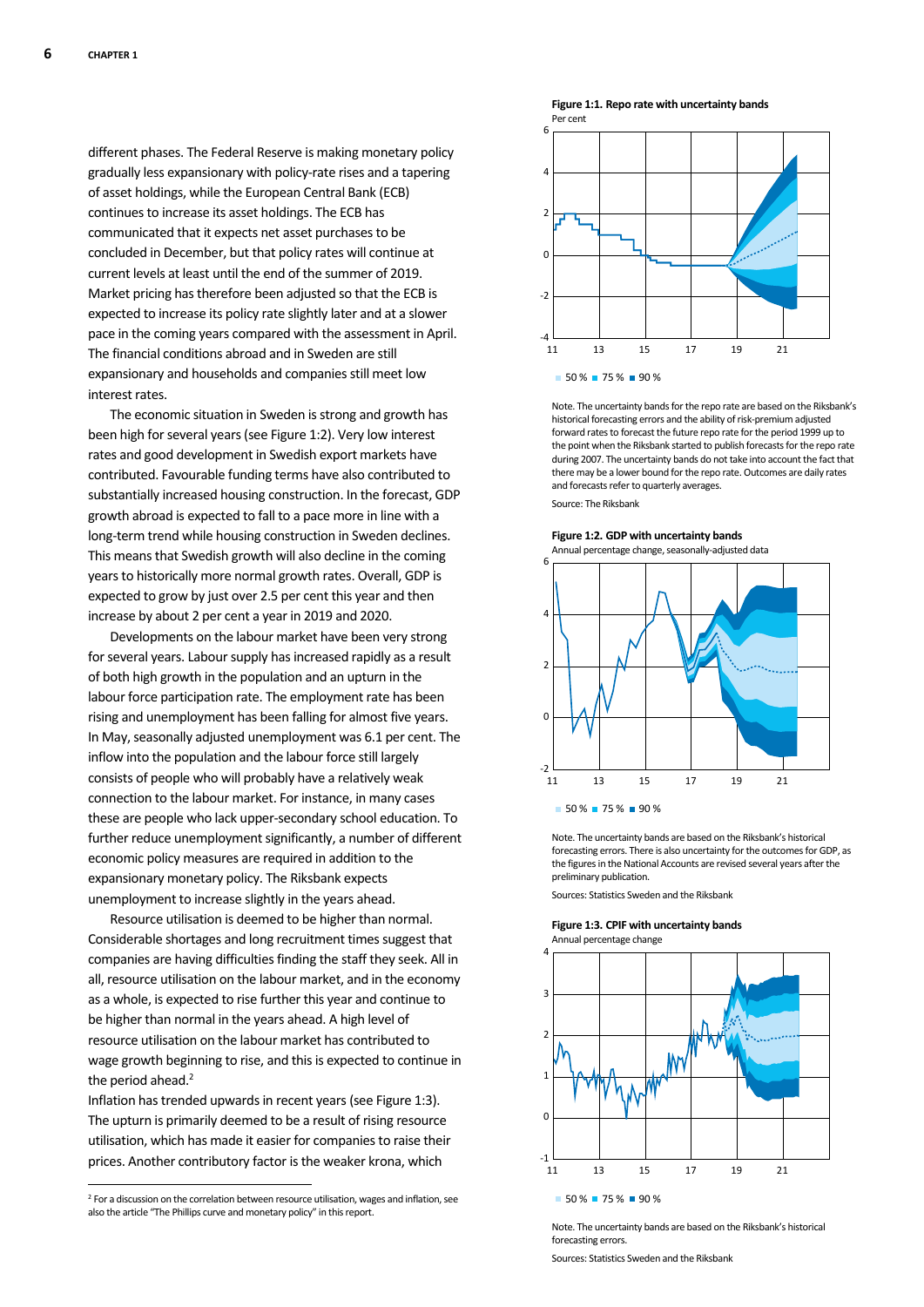different phases. The Federal Reserve is making monetary policy gradually less expansionary with policy-rate rises and a tapering of asset holdings, while the European Central Bank (ECB) continues to increase its asset holdings. The ECB has communicated that it expects net asset purchases to be concluded in December, but that policy rates will continue at current levels at least until the end of the summer of 2019. Market pricing has therefore been adjusted so that the ECB is expected to increase its policy rate slightly later and at a slower pace in the coming years compared with the assessment in April. The financial conditions abroad and in Sweden are still expansionary and households and companies still meet low interest rates.

The economic situation in Sweden is strong and growth has been high for several years (see Figure 1:2). Very low interest rates and good development in Swedish export markets have contributed. Favourable funding terms have also contributed to substantially increased housing construction. In the forecast, GDP growth abroad is expected to fall to a pace more in line with a long-term trend while housing construction in Sweden declines. This means that Swedish growth will also decline in the coming years to historically more normal growth rates. Overall, GDP is expected to grow by just over 2.5 per cent this year and then increase by about 2 per cent a year in 2019 and 2020.

Developments on the labour market have been very strong for several years. Labour supply has increased rapidly as a result of both high growth in the population and an upturn in the labour force participation rate. The employment rate has been rising and unemployment has been falling for almost five years. In May, seasonally adjusted unemployment was 6.1 per cent. The inflow into the population and the labour force still largely consists of people who will probably have a relatively weak connection to the labour market. For instance, in many cases these are people who lack upper-secondary school education. To further reduce unemployment significantly, a number of different economic policy measures are required in addition to the expansionary monetary policy. The Riksbank expects unemployment to increase slightly in the years ahead.

Resource utilisation is deemed to be higher than normal. Considerable shortages and long recruitment times suggest that companies are having difficulties finding the staff they seek. All in all, resource utilisation on the labour market, and in the economy as a whole, is expected to rise further this year and continue to be higher than normal in the years ahead. A high level of resource utilisation on the labour market has contributed to wage growth beginning to rise, and this is expected to continue in the period ahead.[2]

Inflation has trended upwards in recent years (see Figure 1:3). The upturn is primarily deemed to be a result of rising resource utilisation, which has made it easier for companies to raise their prices. Another contributory factor is the weaker krona, which

[2] For a discussion on the correlation between resource utilisation, wages and inflation, see also the article "The Phillips curve and monetary policy" in this report.

**Figure 1:1. Repo rate with uncertainty bands**
Per cent

50 % 75 % 90 %

Note. The uncertainty bands for the repo rate are based on the Riksbank's historical forecasting errors and the ability of risk-premium adjusted forward rates to forecast the future repo rate for the period 1999 up to the point when the Riksbank started to publish forecasts for the repo rate during 2007. The uncertainty bands do not take into account the fact that there may be a lower bound for the repo rate. Outcomes are daily rates and forecasts refer to quarterly averages.

Source: The Riksbank

**Figure 1:2. GDP with uncertainty bands**
Annual percentage change, seasonally-adjusted data

50 % 75 % 90 %

Note. The uncertainty bands are based on the Riksbank's historical forecasting errors. There is also uncertainty for the outcomes for GDP, as the figures in the National Accounts are revised several years after the preliminary publication.

Sources: Statistics Sweden and the Riksbank

**Figure 1:3. CPIF with uncertainty bands**
Annual percentage change

50 % 75 % 90 %

Note. The uncertainty bands are based on the Riksbank's historical forecasting errors.

Sources: Statistics Sweden and the Riksbank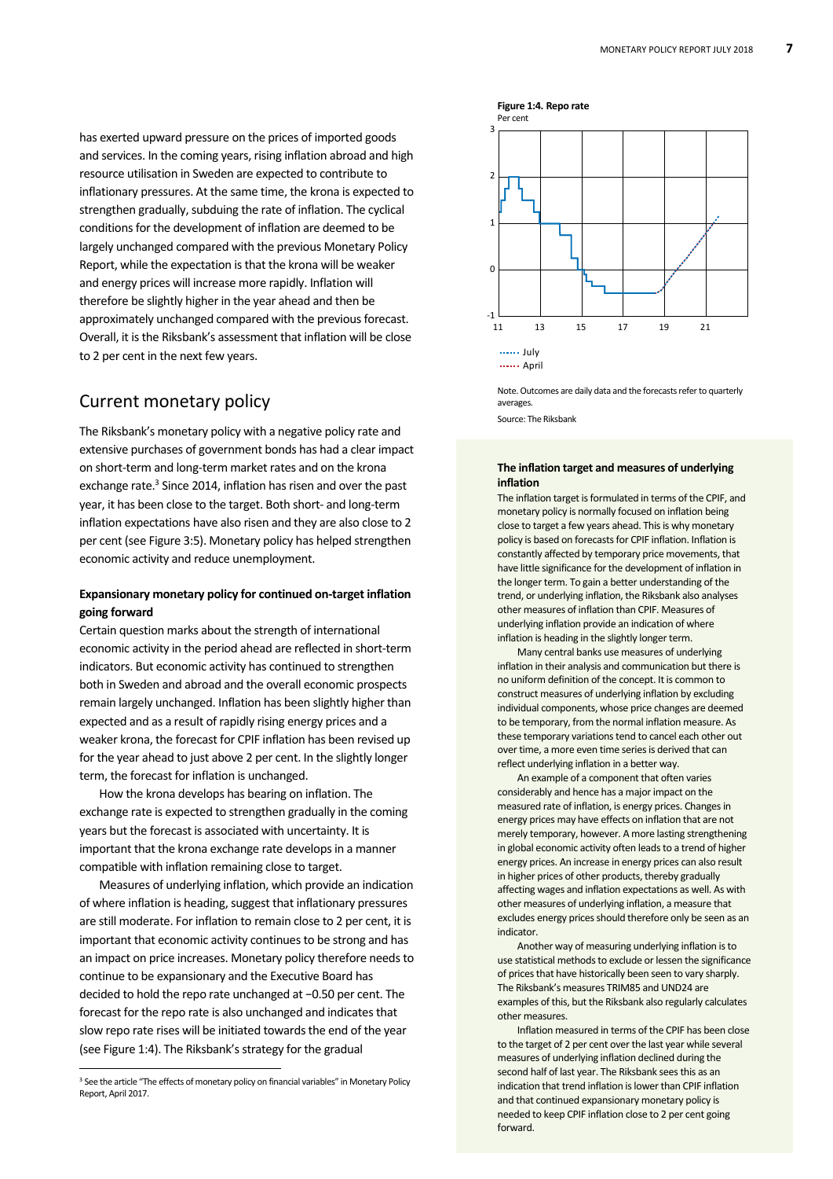has exerted upward pressure on the prices of imported goods and services. In the coming years, rising inflation abroad and high resource utilisation in Sweden are expected to contribute to inflationary pressures. At the same time, the krona is expected to strengthen gradually, subduing the rate of inflation. The cyclical conditions for the development of inflation are deemed to be largely unchanged compared with the previous Monetary Policy Report, while the expectation is that the krona will be weaker and energy prices will increase more rapidly. Inflation will therefore be slightly higher in the year ahead and then be approximately unchanged compared with the previous forecast. Overall, it is the Riksbank's assessment that inflation will be close to 2 per cent in the next few years.

## Current monetary policy

The Riksbank's monetary policy with a negative policy rate and extensive purchases of government bonds has had a clear impact on short-term and long-term market rates and on the krona exchange rate.[3] Since 2014, inflation has risen and over the past year, it has been close to the target. Both short- and long-term inflation expectations have also risen and they are also close to 2 per cent (see Figure 3:5). Monetary policy has helped strengthen economic activity and reduce unemployment.

### Expansionary monetary policy for continued on-target inflation going forward

Certain question marks about the strength of international economic activity in the period ahead are reflected in short-term indicators. But economic activity has continued to strengthen both in Sweden and abroad and the overall economic prospects remain largely unchanged. Inflation has been slightly higher than expected and as a result of rapidly rising energy prices and a weaker krona, the forecast for CPIF inflation has been revised up for the year ahead to just above 2 per cent. In the slightly longer term, the forecast for inflation is unchanged.

How the krona develops has bearing on inflation. The exchange rate is expected to strengthen gradually in the coming years but the forecast is associated with uncertainty. It is important that the krona exchange rate develops in a manner compatible with inflation remaining close to target.

Measures of underlying inflation, which provide an indication of where inflation is heading, suggest that inflationary pressures are still moderate. For inflation to remain close to 2 per cent, it is important that economic activity continues to be strong and has an impact on price increases. Monetary policy therefore needs to continue to be expansionary and the Executive Board has decided to hold the repo rate unchanged at −0.50 per cent. The forecast for the repo rate is also unchanged and indicates that slow repo rate rises will be initiated towards the end of the year (see Figure 1:4). The Riksbank's strategy for the gradual

[3] See the article "The effects of monetary policy on financial variables" in Monetary Policy Report, April 2017.

**Figure 1:4. Repo rate**
Per cent

Note. Outcomes are daily data and the forecasts refer to quarterly averages.

Source: The Riksbank

### The inflation target and measures of underlying inflation

The inflation target is formulated in terms of the CPIF, and monetary policy is normally focused on inflation being close to target a few years ahead. This is why monetary policy is based on forecasts for CPIF inflation. Inflation is constantly affected by temporary price movements, that have little significance for the development of inflation in the longer term. To gain a better understanding of the trend, or underlying inflation, the Riksbank also analyses other measures of inflation than CPIF. Measures of underlying inflation provide an indication of where inflation is heading in the slightly longer term.

Many central banks use measures of underlying inflation in their analysis and communication but there is no uniform definition of the concept. It is common to construct measures of underlying inflation by excluding individual components, whose price changes are deemed to be temporary, from the normal inflation measure. As these temporary variations tend to cancel each other out over time, a more even time series is derived that can reflect underlying inflation in a better way.

An example of a component that often varies considerably and hence has a major impact on the measured rate of inflation, is energy prices. Changes in energy prices may have effects on inflation that are not merely temporary, however. A more lasting strengthening in global economic activity often leads to a trend of higher energy prices. An increase in energy prices can also result in higher prices of other products, thereby gradually affecting wages and inflation expectations as well. As with other measures of underlying inflation, a measure that excludes energy prices should therefore only be seen as an indicator.

Another way of measuring underlying inflation is to use statistical methods to exclude or lessen the significance of prices that have historically been seen to vary sharply. The Riksbank's measures TRIM85 and UND24 are examples of this, but the Riksbank also regularly calculates other measures.

Inflation measured in terms of the CPIF has been close to the target of 2 per cent over the last year while several measures of underlying inflation declined during the second half of last year. The Riksbank sees this as an indication that trend inflation is lower than CPIF inflation and that continued expansionary monetary policy is needed to keep CPIF inflation close to 2 per cent going forward.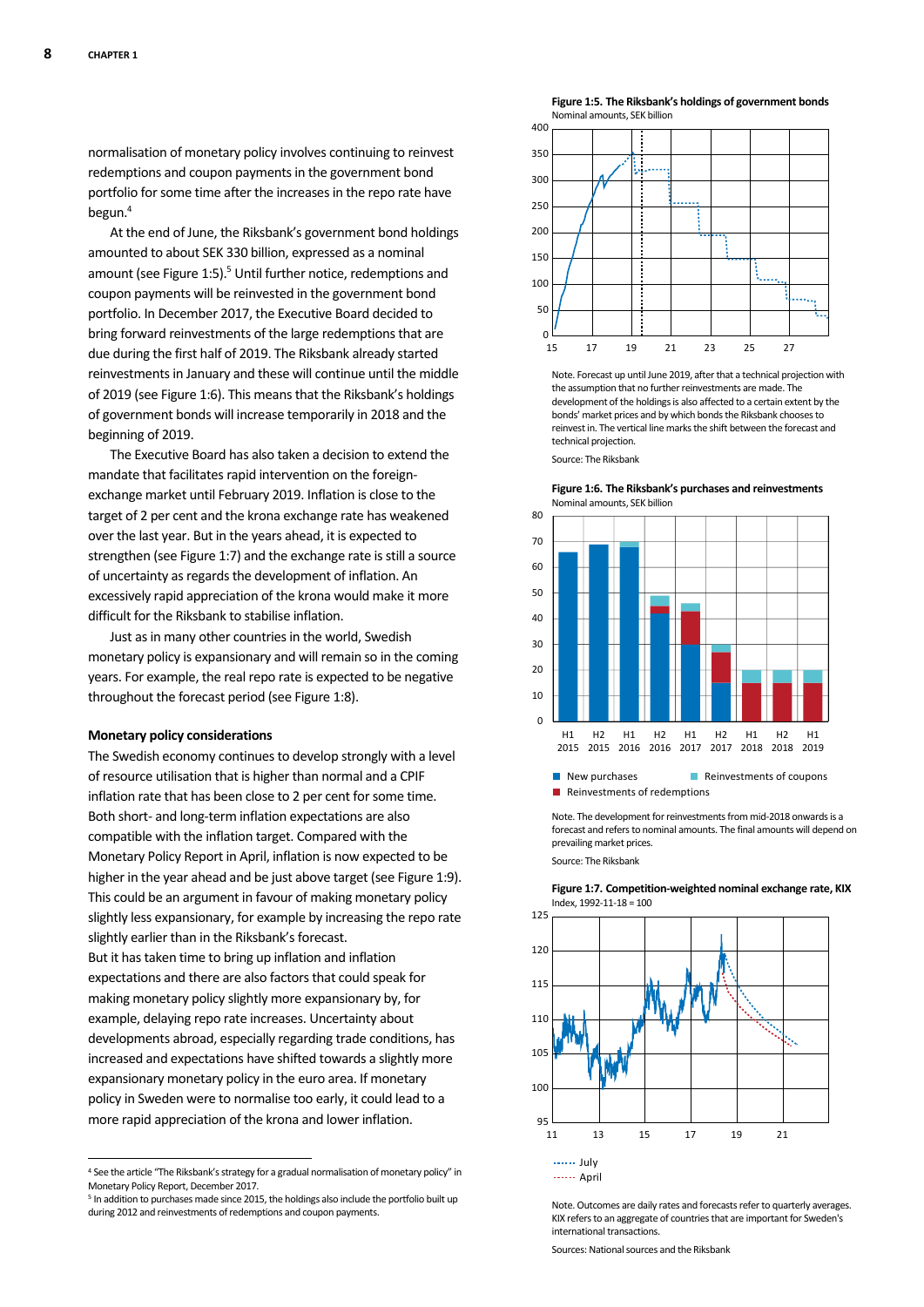normalisation of monetary policy involves continuing to reinvest redemptions and coupon payments in the government bond portfolio for some time after the increases in the repo rate have begun.[4]

At the end of June, the Riksbank's government bond holdings amounted to about SEK 330 billion, expressed as a nominal amount (see Figure 1:5).[5] Until further notice, redemptions and coupon payments will be reinvested in the government bond portfolio. In December 2017, the Executive Board decided to bring forward reinvestments of the large redemptions that are due during the first half of 2019. The Riksbank already started reinvestments in January and these will continue until the middle of 2019 (see Figure 1:6). This means that the Riksbank's holdings of government bonds will increase temporarily in 2018 and the beginning of 2019.

The Executive Board has also taken a decision to extend the mandate that facilitates rapid intervention on the foreign-exchange market until February 2019. Inflation is close to the target of 2 per cent and the krona exchange rate has weakened over the last year. But in the years ahead, it is expected to strengthen (see Figure 1:7) and the exchange rate is still a source of uncertainty as regards the development of inflation. An excessively rapid appreciation of the krona would make it more difficult for the Riksbank to stabilise inflation.

Just as in many other countries in the world, Swedish monetary policy is expansionary and will remain so in the coming years. For example, the real repo rate is expected to be negative throughout the forecast period (see Figure 1:8).

### Monetary policy considerations

The Swedish economy continues to develop strongly with a level of resource utilisation that is higher than normal and a CPIF inflation rate that has been close to 2 per cent for some time. Both short- and long-term inflation expectations are also compatible with the inflation target. Compared with the Monetary Policy Report in April, inflation is now expected to be higher in the year ahead and be just above target (see Figure 1:9). This could be an argument in favour of making monetary policy slightly less expansionary, for example by increasing the repo rate slightly earlier than in the Riksbank's forecast.

But it has taken time to bring up inflation and inflation expectations and there are also factors that could speak for making monetary policy slightly more expansionary by, for example, delaying repo rate increases. Uncertainty about developments abroad, especially regarding trade conditions, has increased and expectations have shifted towards a slightly more expansionary monetary policy in the euro area. If monetary policy in Sweden were to normalise too early, it could lead to a more rapid appreciation of the krona and lower inflation.

**Figure 1:5. The Riksbank's holdings of government bonds**
Nominal amounts, SEK billion

Note. Forecast up until June 2019, after that a technical projection with the assumption that no further reinvestments are made. The development of the holdings is also affected to a certain extent by the bonds' market prices and by which bonds the Riksbank chooses to reinvest in. The vertical line marks the shift between the forecast and technical projection.

Source: The Riksbank

**Figure 1:6. The Riksbank's purchases and reinvestments**
Nominal amounts, SEK billion

Note. The development for reinvestments from mid-2018 onwards is a forecast and refers to nominal amounts. The final amounts will depend on prevailing market prices.

Source: The Riksbank

**Figure 1:7. Competition-weighted nominal exchange rate, KIX**
Index, 1992-11-18 = 100

Note. Outcomes are daily rates and forecasts refer to quarterly averages. KIX refers to an aggregate of countries that are important for Sweden's international transactions.

Sources: National sources and the Riksbank

---

[4] See the article "The Riksbank's strategy for a gradual normalisation of monetary policy" in Monetary Policy Report, December 2017.

[5] In addition to purchases made since 2015, the holdings also include the portfolio built up during 2012 and reinvestments of redemptions and coupon payments.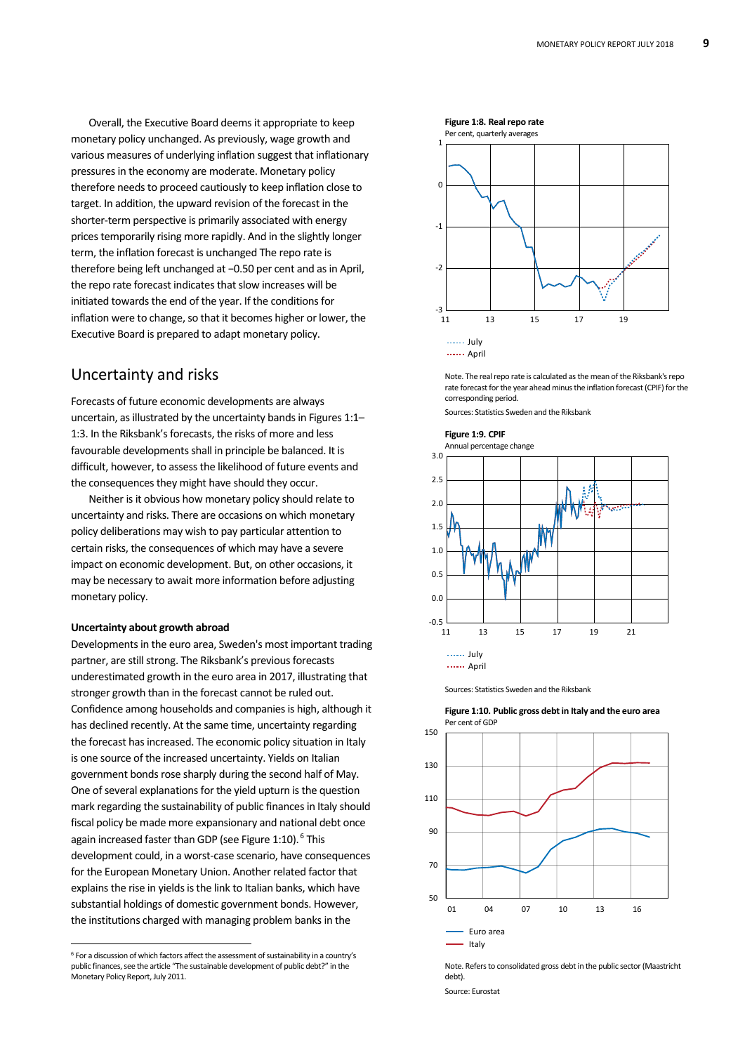Overall, the Executive Board deems it appropriate to keep monetary policy unchanged. As previously, wage growth and various measures of underlying inflation suggest that inflationary pressures in the economy are moderate. Monetary policy therefore needs to proceed cautiously to keep inflation close to target. In addition, the upward revision of the forecast in the shorter-term perspective is primarily associated with energy prices temporarily rising more rapidly. And in the slightly longer term, the inflation forecast is unchanged The repo rate is therefore being left unchanged at −0.50 per cent and as in April, the repo rate forecast indicates that slow increases will be initiated towards the end of the year. If the conditions for inflation were to change, so that it becomes higher or lower, the Executive Board is prepared to adapt monetary policy.

## Uncertainty and risks

Forecasts of future economic developments are always uncertain, as illustrated by the uncertainty bands in Figures 1:1–1:3. In the Riksbank's forecasts, the risks of more and less favourable developments shall in principle be balanced. It is difficult, however, to assess the likelihood of future events and the consequences they might have should they occur.

Neither is it obvious how monetary policy should relate to uncertainty and risks. There are occasions on which monetary policy deliberations may wish to pay particular attention to certain risks, the consequences of which may have a severe impact on economic development. But, on other occasions, it may be necessary to await more information before adjusting monetary policy.

**Uncertainty about growth abroad**

Developments in the euro area, Sweden's most important trading partner, are still strong. The Riksbank's previous forecasts underestimated growth in the euro area in 2017, illustrating that stronger growth than in the forecast cannot be ruled out. Confidence among households and companies is high, although it has declined recently. At the same time, uncertainty regarding the forecast has increased. The economic policy situation in Italy is one source of the increased uncertainty. Yields on Italian government bonds rose sharply during the second half of May. One of several explanations for the yield upturn is the question mark regarding the sustainability of public finances in Italy should fiscal policy be made more expansionary and national debt once again increased faster than GDP (see Figure 1:10).[6] This development could, in a worst-case scenario, have consequences for the European Monetary Union. Another related factor that explains the rise in yields is the link to Italian banks, which have substantial holdings of domestic government bonds. However, the institutions charged with managing problem banks in the

[6] For a discussion of which factors affect the assessment of sustainability in a country's public finances, see the article "The sustainable development of public debt?" in the Monetary Policy Report, July 2011.

**Figure 1:8. Real repo rate**

Per cent, quarterly averages

July, April

Note. The real repo rate is calculated as the mean of the Riksbank's repo rate forecast for the year ahead minus the inflation forecast (CPIF) for the corresponding period.

Sources: Statistics Sweden and the Riksbank

**Figure 1:9. CPIF**

Annual percentage change

July, April

Sources: Statistics Sweden and the Riksbank

**Figure 1:10. Public gross debt in Italy and the euro area**

Per cent of GDP

Euro area, Italy

Note. Refers to consolidated gross debt in the public sector (Maastricht debt).

Source: Eurostat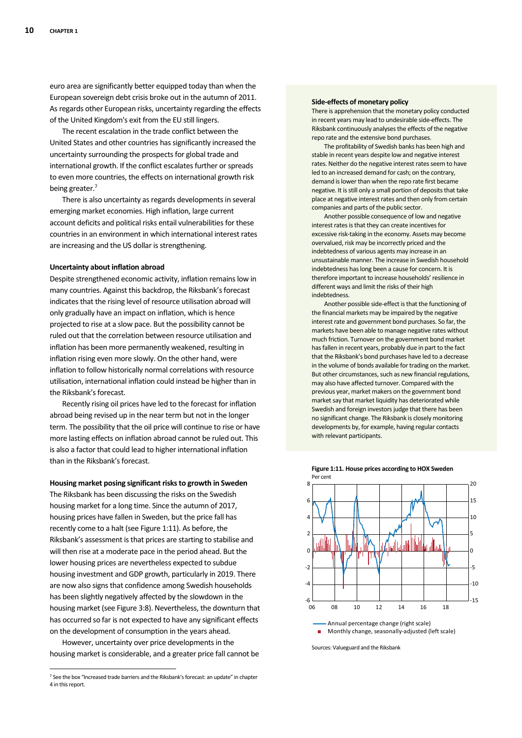euro area are significantly better equipped today than when the European sovereign debt crisis broke out in the autumn of 2011. As regards other European risks, uncertainty regarding the effects of the United Kingdom's exit from the EU still lingers.

The recent escalation in the trade conflict between the United States and other countries has significantly increased the uncertainty surrounding the prospects for global trade and international growth. If the conflict escalates further or spreads to even more countries, the effects on international growth risk being greater.[7]

There is also uncertainty as regards developments in several emerging market economies. High inflation, large current account deficits and political risks entail vulnerabilities for these countries in an environment in which international interest rates are increasing and the US dollar is strengthening.

### Uncertainty about inflation abroad

Despite strengthened economic activity, inflation remains low in many countries. Against this backdrop, the Riksbank's forecast indicates that the rising level of resource utilisation abroad will only gradually have an impact on inflation, which is hence projected to rise at a slow pace. But the possibility cannot be ruled out that the correlation between resource utilisation and inflation has been more permanently weakened, resulting in inflation rising even more slowly. On the other hand, were inflation to follow historically normal correlations with resource utilisation, international inflation could instead be higher than in the Riksbank's forecast.

Recently rising oil prices have led to the forecast for inflation abroad being revised up in the near term but not in the longer term. The possibility that the oil price will continue to rise or have more lasting effects on inflation abroad cannot be ruled out. This is also a factor that could lead to higher international inflation than in the Riksbank's forecast.

### Housing market posing significant risks to growth in Sweden

The Riksbank has been discussing the risks on the Swedish housing market for a long time. Since the autumn of 2017, housing prices have fallen in Sweden, but the price fall has recently come to a halt (see Figure 1:11). As before, the Riksbank's assessment is that prices are starting to stabilise and will then rise at a moderate pace in the period ahead. But the lower housing prices are nevertheless expected to subdue housing investment and GDP growth, particularly in 2019. There are now also signs that confidence among Swedish households has been slightly negatively affected by the slowdown in the housing market (see Figure 3:8). Nevertheless, the downturn that has occurred so far is not expected to have any significant effects on the development of consumption in the years ahead.

However, uncertainty over price developments in the housing market is considerable, and a greater price fall cannot be

[7] See the box "Increased trade barriers and the Riksbank's forecast: an update" in chapter 4 in this report.

### Side-effects of monetary policy

There is apprehension that the monetary policy conducted in recent years may lead to undesirable side-effects. The Riksbank continuously analyses the effects of the negative repo rate and the extensive bond purchases.

The profitability of Swedish banks has been high and stable in recent years despite low and negative interest rates. Neither do the negative interest rates seem to have led to an increased demand for cash; on the contrary, demand is lower than when the repo rate first became negative. It is still only a small portion of deposits that take place at negative interest rates and then only from certain companies and parts of the public sector.

Another possible consequence of low and negative interest rates is that they can create incentives for excessive risk-taking in the economy. Assets may become overvalued, risk may be incorrectly priced and the indebtedness of various agents may increase in an unsustainable manner. The increase in Swedish household indebtedness has long been a cause for concern. It is therefore important to increase households' resilience in different ways and limit the risks of their high indebtedness.

Another possible side-effect is that the functioning of the financial markets may be impaired by the negative interest rate and government bond purchases. So far, the markets have been able to manage negative rates without much friction. Turnover on the government bond market has fallen in recent years, probably due in part to the fact that the Riksbank's bond purchases have led to a decrease in the volume of bonds available for trading on the market. But other circumstances, such as new financial regulations, may also have affected turnover. Compared with the previous year, market makers on the government bond market say that market liquidity has deteriorated while Swedish and foreign investors judge that there has been no significant change. The Riksbank is closely monitoring developments by, for example, having regular contacts with relevant participants.

**Figure 1:11. House prices according to HOX Sweden**

Per cent

Annual percentage change (right scale)

Monthly change, seasonally-adjusted (left scale)

Sources: Valueguard and the Riksbank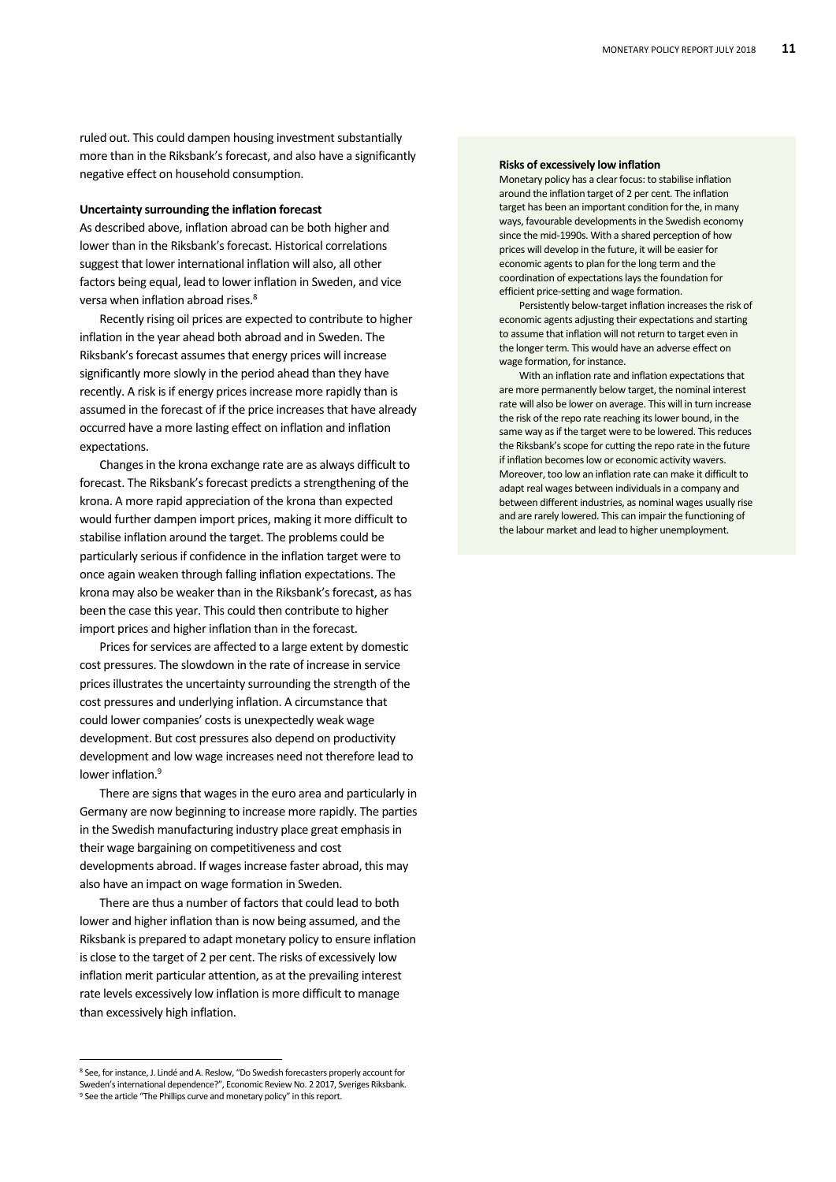ruled out. This could dampen housing investment substantially more than in the Riksbank's forecast, and also have a significantly negative effect on household consumption.

### Uncertainty surrounding the inflation forecast

As described above, inflation abroad can be both higher and lower than in the Riksbank's forecast. Historical correlations suggest that lower international inflation will also, all other factors being equal, lead to lower inflation in Sweden, and vice versa when inflation abroad rises.[8]

Recently rising oil prices are expected to contribute to higher inflation in the year ahead both abroad and in Sweden. The Riksbank's forecast assumes that energy prices will increase significantly more slowly in the period ahead than they have recently. A risk is if energy prices increase more rapidly than is assumed in the forecast of if the price increases that have already occurred have a more lasting effect on inflation and inflation expectations.

Changes in the krona exchange rate are as always difficult to forecast. The Riksbank's forecast predicts a strengthening of the krona. A more rapid appreciation of the krona than expected would further dampen import prices, making it more difficult to stabilise inflation around the target. The problems could be particularly serious if confidence in the inflation target were to once again weaken through falling inflation expectations. The krona may also be weaker than in the Riksbank's forecast, as has been the case this year. This could then contribute to higher import prices and higher inflation than in the forecast.

Prices for services are affected to a large extent by domestic cost pressures. The slowdown in the rate of increase in service prices illustrates the uncertainty surrounding the strength of the cost pressures and underlying inflation. A circumstance that could lower companies' costs is unexpectedly weak wage development. But cost pressures also depend on productivity development and low wage increases need not therefore lead to lower inflation.[9]

There are signs that wages in the euro area and particularly in Germany are now beginning to increase more rapidly. The parties in the Swedish manufacturing industry place great emphasis in their wage bargaining on competitiveness and cost developments abroad. If wages increase faster abroad, this may also have an impact on wage formation in Sweden.

There are thus a number of factors that could lead to both lower and higher inflation than is now being assumed, and the Riksbank is prepared to adapt monetary policy to ensure inflation is close to the target of 2 per cent. The risks of excessively low inflation merit particular attention, as at the prevailing interest rate levels excessively low inflation is more difficult to manage than excessively high inflation.

**Risks of excessively low inflation**

Monetary policy has a clear focus: to stabilise inflation around the inflation target of 2 per cent. The inflation target has been an important condition for the, in many ways, favourable developments in the Swedish economy since the mid-1990s. With a shared perception of how prices will develop in the future, it will be easier for economic agents to plan for the long term and the coordination of expectations lays the foundation for efficient price-setting and wage formation.

Persistently below-target inflation increases the risk of economic agents adjusting their expectations and starting to assume that inflation will not return to target even in the longer term. This would have an adverse effect on wage formation, for instance.

With an inflation rate and inflation expectations that are more permanently below target, the nominal interest rate will also be lower on average. This will in turn increase the risk of the repo rate reaching its lower bound, in the same way as if the target were to be lowered. This reduces the Riksbank's scope for cutting the repo rate in the future if inflation becomes low or economic activity wavers. Moreover, too low an inflation rate can make it difficult to adapt real wages between individuals in a company and between different industries, as nominal wages usually rise and are rarely lowered. This can impair the functioning of the labour market and lead to higher unemployment.

[8] See, for instance, J. Lindé and A. Reslow, "Do Swedish forecasters properly account for Sweden's international dependence?", Economic Review No. 2 2017, Sveriges Riksbank.
[9] See the article "The Phillips curve and monetary policy" in this report.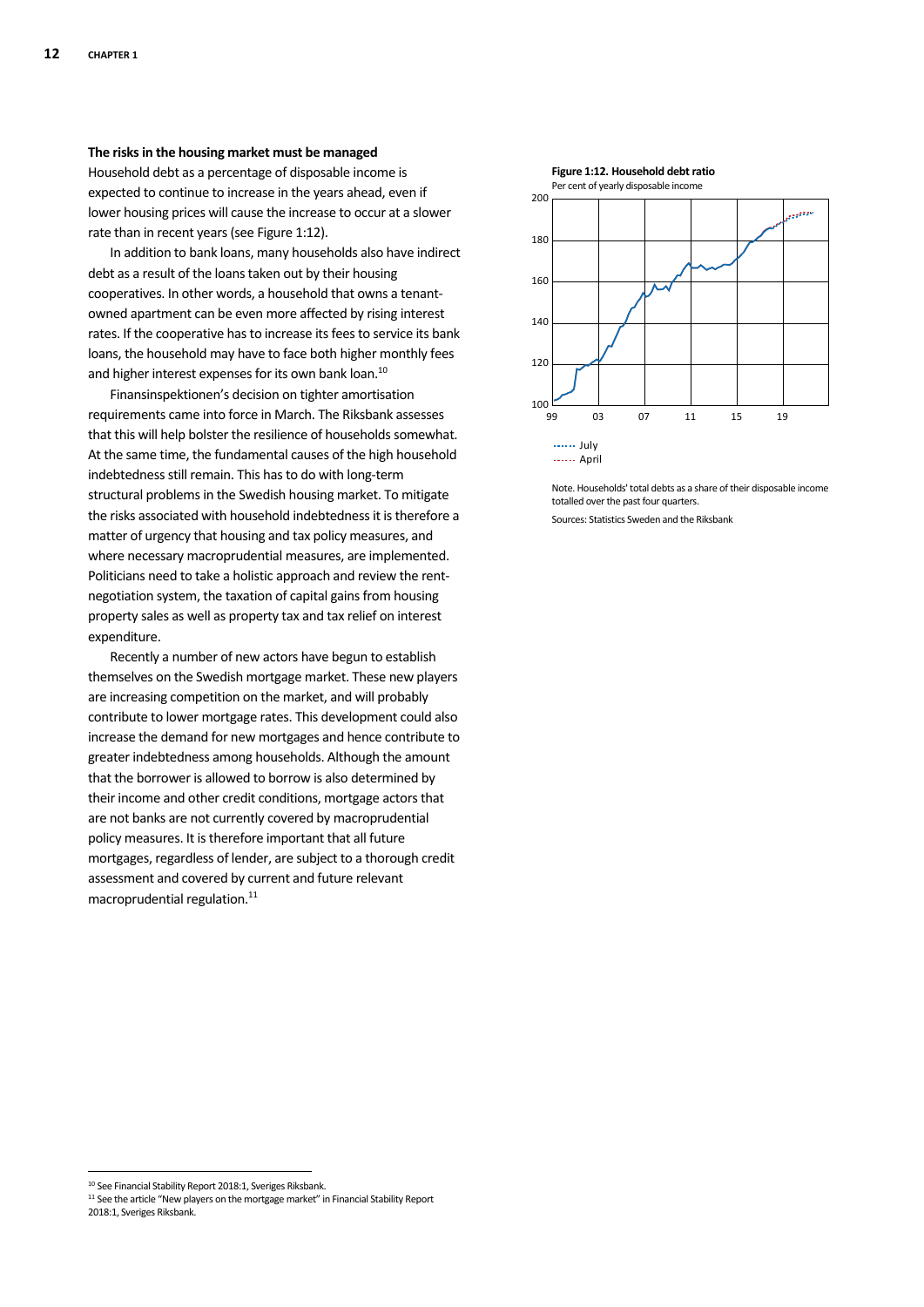### The risks in the housing market must be managed

Household debt as a percentage of disposable income is expected to continue to increase in the years ahead, even if lower housing prices will cause the increase to occur at a slower rate than in recent years (see Figure 1:12).

In addition to bank loans, many households also have indirect debt as a result of the loans taken out by their housing cooperatives. In other words, a household that owns a tenant-owned apartment can be even more affected by rising interest rates. If the cooperative has to increase its fees to service its bank loans, the household may have to face both higher monthly fees and higher interest expenses for its own bank loan.[10]

Finansinspektionen's decision on tighter amortisation requirements came into force in March. The Riksbank assesses that this will help bolster the resilience of households somewhat. At the same time, the fundamental causes of the high household indebtedness still remain. This has to do with long-term structural problems in the Swedish housing market. To mitigate the risks associated with household indebtedness it is therefore a matter of urgency that housing and tax policy measures, and where necessary macroprudential measures, are implemented. Politicians need to take a holistic approach and review the rent-negotiation system, the taxation of capital gains from housing property sales as well as property tax and tax relief on interest expenditure.

Recently a number of new actors have begun to establish themselves on the Swedish mortgage market. These new players are increasing competition on the market, and will probably contribute to lower mortgage rates. This development could also increase the demand for new mortgages and hence contribute to greater indebtedness among households. Although the amount that the borrower is allowed to borrow is also determined by their income and other credit conditions, mortgage actors that are not banks are not currently covered by macroprudential policy measures. It is therefore important that all future mortgages, regardless of lender, are subject to a thorough credit assessment and covered by current and future relevant macroprudential regulation.[11]

**Figure 1:12. Household debt ratio**
Per cent of yearly disposable income

July
April

Note. Households' total debts as a share of their disposable income totalled over the past four quarters.

Sources: Statistics Sweden and the Riksbank

---

[10] See Financial Stability Report 2018:1, Sveriges Riksbank.

[11] See the article "New players on the mortgage market" in Financial Stability Report 2018:1, Sveriges Riksbank.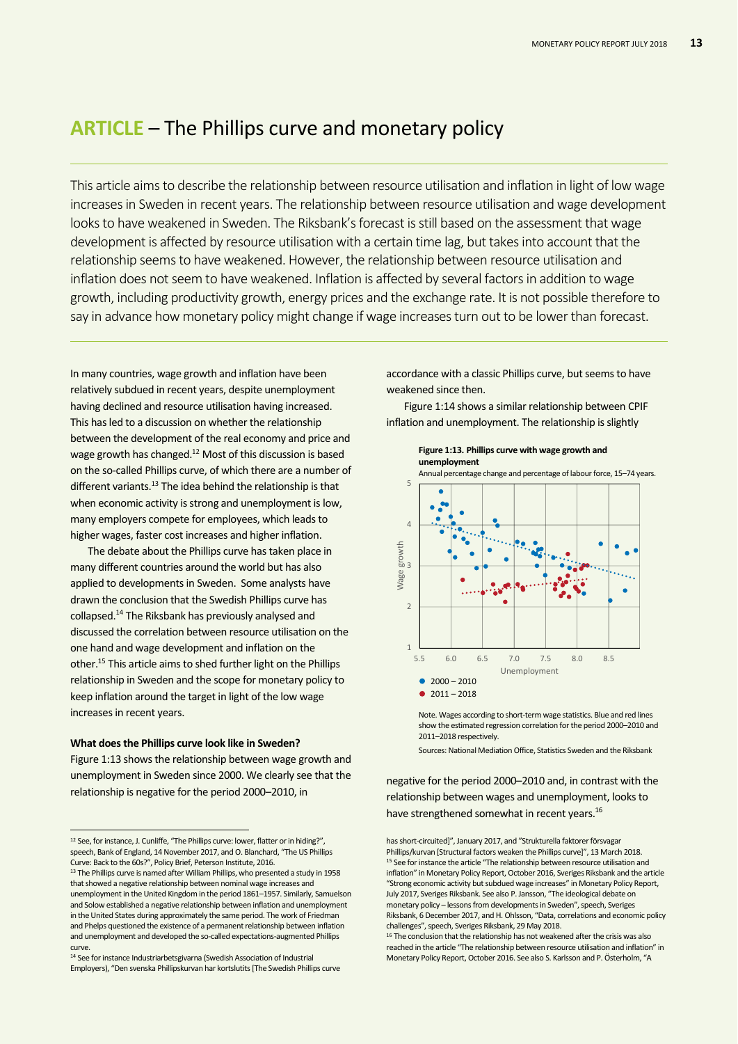# ARTICLE – The Phillips curve and monetary policy

This article aims to describe the relationship between resource utilisation and inflation in light of low wage increases in Sweden in recent years. The relationship between resource utilisation and wage development looks to have weakened in Sweden. The Riksbank's forecast is still based on the assessment that wage development is affected by resource utilisation with a certain time lag, but takes into account that the relationship seems to have weakened. However, the relationship between resource utilisation and inflation does not seem to have weakened. Inflation is affected by several factors in addition to wage growth, including productivity growth, energy prices and the exchange rate. It is not possible therefore to say in advance how monetary policy might change if wage increases turn out to be lower than forecast.

In many countries, wage growth and inflation have been relatively subdued in recent years, despite unemployment having declined and resource utilisation having increased. This has led to a discussion on whether the relationship between the development of the real economy and price and wage growth has changed.[12] Most of this discussion is based on the so-called Phillips curve, of which there are a number of different variants.[13] The idea behind the relationship is that when economic activity is strong and unemployment is low, many employers compete for employees, which leads to higher wages, faster cost increases and higher inflation.

The debate about the Phillips curve has taken place in many different countries around the world but has also applied to developments in Sweden. Some analysts have drawn the conclusion that the Swedish Phillips curve has collapsed.[14] The Riksbank has previously analysed and discussed the correlation between resource utilisation on the one hand and wage development and inflation on the other.[15] This article aims to shed further light on the Phillips relationship in Sweden and the scope for monetary policy to keep inflation around the target in light of the low wage increases in recent years.

**What does the Phillips curve look like in Sweden?**

Figure 1:13 shows the relationship between wage growth and unemployment in Sweden since 2000. We clearly see that the relationship is negative for the period 2000–2010, in accordance with a classic Phillips curve, but seems to have weakened since then.

Figure 1:14 shows a similar relationship between CPIF inflation and unemployment. The relationship is slightly negative for the period 2000–2010 and, in contrast with the relationship between wages and unemployment, looks to have strengthened somewhat in recent years.[16]

**Figure 1:13. Phillips curve with wage growth and unemployment**

Annual percentage change and percentage of labour force, 15–74 years.

Note. Wages according to short-term wage statistics. Blue and red lines show the estimated regression correlation for the period 2000–2010 and 2011–2018 respectively.

Sources: National Mediation Office, Statistics Sweden and the Riksbank

---

[12] See, for instance, J. Cunliffe, "The Phillips curve: lower, flatter or in hiding?", speech, Bank of England, 14 November 2017, and O. Blanchard, "The US Phillips Curve: Back to the 60s?", Policy Brief, Peterson Institute, 2016.

[13] The Phillips curve is named after William Phillips, who presented a study in 1958 that showed a negative relationship between nominal wage increases and unemployment in the United Kingdom in the period 1861–1957. Similarly, Samuelson and Solow established a negative relationship between inflation and unemployment in the United States during approximately the same period. The work of Friedman and Phelps questioned the existence of a permanent relationship between inflation and unemployment and developed the so-called expectations-augmented Phillips curve.

[14] See for instance Industriarbetsgivarna (Swedish Association of Industrial Employers), "Den svenska Phillipskurvan har kortslutits [The Swedish Phillips curve has short-circuited]", January 2017, and "Strukturella faktorer försvagar Phillips/kurvan [Structural factors weaken the Phillips curve]", 13 March 2018.

[15] See for instance the article "The relationship between resource utilisation and inflation" in Monetary Policy Report, October 2016, Sveriges Riksbank and the article "Strong economic activity but subdued wage increases" in Monetary Policy Report, July 2017, Sveriges Riksbank. See also P. Jansson, "The ideological debate on monetary policy – lessons from developments in Sweden", speech, Sveriges Riksbank, 6 December 2017, and H. Ohlsson, "Data, correlations and economic policy challenges", speech, Sveriges Riksbank, 29 May 2018.

[16] The conclusion that the relationship has not weakened after the crisis was also reached in the article "The relationship between resource utilisation and inflation" in Monetary Policy Report, October 2016. See also S. Karlsson and P. Österholm, "A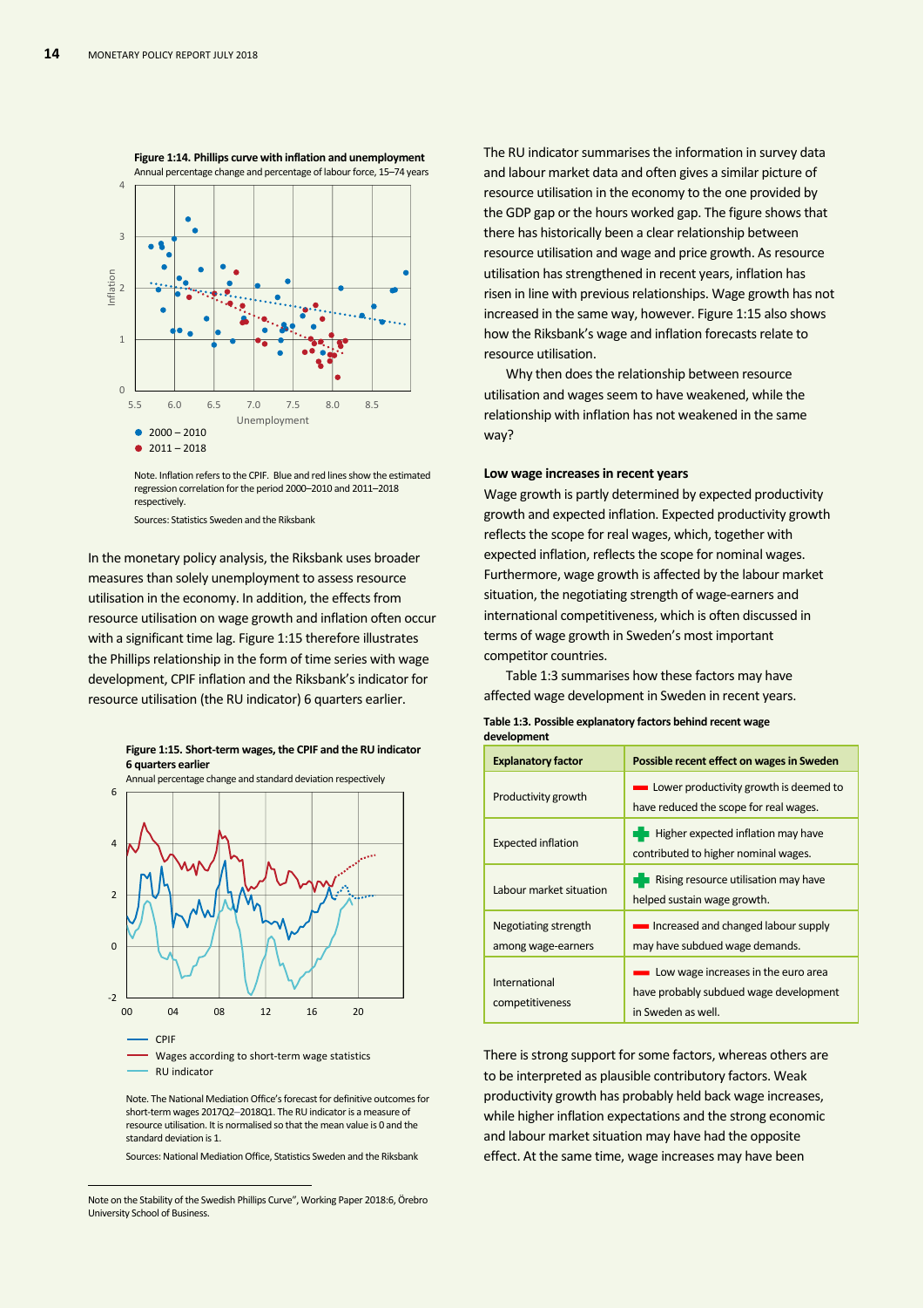**Figure 1:14. Phillips curve with inflation and unemployment**
Annual percentage change and percentage of labour force, 15–74 years

- 2000 – 2010
- 2011 – 2018

Note. Inflation refers to the CPIF. Blue and red lines show the estimated regression correlation for the period 2000–2010 and 2011–2018 respectively.

Sources: Statistics Sweden and the Riksbank

In the monetary policy analysis, the Riksbank uses broader measures than solely unemployment to assess resource utilisation in the economy. In addition, the effects from resource utilisation on wage growth and inflation often occur with a significant time lag. Figure 1:15 therefore illustrates the Phillips relationship in the form of time series with wage development, CPIF inflation and the Riksbank's indicator for resource utilisation (the RU indicator) 6 quarters earlier.

**Figure 1:15. Short-term wages, the CPIF and the RU indicator 6 quarters earlier**
Annual percentage change and standard deviation respectively

- CPIF
- Wages according to short-term wage statistics
- RU indicator

Note. The National Mediation Office's forecast for definitive outcomes for short-term wages 2017Q2–2018Q1. The RU indicator is a measure of resource utilisation. It is normalised so that the mean value is 0 and the standard deviation is 1.

Sources: National Mediation Office, Statistics Sweden and the Riksbank

Note on the Stability of the Swedish Phillips Curve", Working Paper 2018:6, Örebro University School of Business.

The RU indicator summarises the information in survey data and labour market data and often gives a similar picture of resource utilisation in the economy to the one provided by the GDP gap or the hours worked gap. The figure shows that there has historically been a clear relationship between resource utilisation and wage and price growth. As resource utilisation has strengthened in recent years, inflation has risen in line with previous relationships. Wage growth has not increased in the same way, however. Figure 1:15 also shows how the Riksbank's wage and inflation forecasts relate to resource utilisation.

Why then does the relationship between resource utilisation and wages seem to have weakened, while the relationship with inflation has not weakened in the same way?

### Low wage increases in recent years

Wage growth is partly determined by expected productivity growth and expected inflation. Expected productivity growth reflects the scope for real wages, which, together with expected inflation, reflects the scope for nominal wages. Furthermore, wage growth is affected by the labour market situation, the negotiating strength of wage-earners and international competitiveness, which is often discussed in terms of wage growth in Sweden's most important competitor countries.

Table 1:3 summarises how these factors may have affected wage development in Sweden in recent years.

**Table 1:3. Possible explanatory factors behind recent wage development**

| Explanatory factor | Possible recent effect on wages in Sweden |
|---|---|
| Productivity growth | − Lower productivity growth is deemed to have reduced the scope for real wages. |
| Expected inflation | + Higher expected inflation may have contributed to higher nominal wages. |
| Labour market situation | + Rising resource utilisation may have helped sustain wage growth. |
| Negotiating strength among wage-earners | − Increased and changed labour supply may have subdued wage demands. |
| International competitiveness | − Low wage increases in the euro area have probably subdued wage development in Sweden as well. |

There is strong support for some factors, whereas others are to be interpreted as plausible contributory factors. Weak productivity growth has probably held back wage increases, while higher inflation expectations and the strong economic and labour market situation may have had the opposite effect. At the same time, wage increases may have been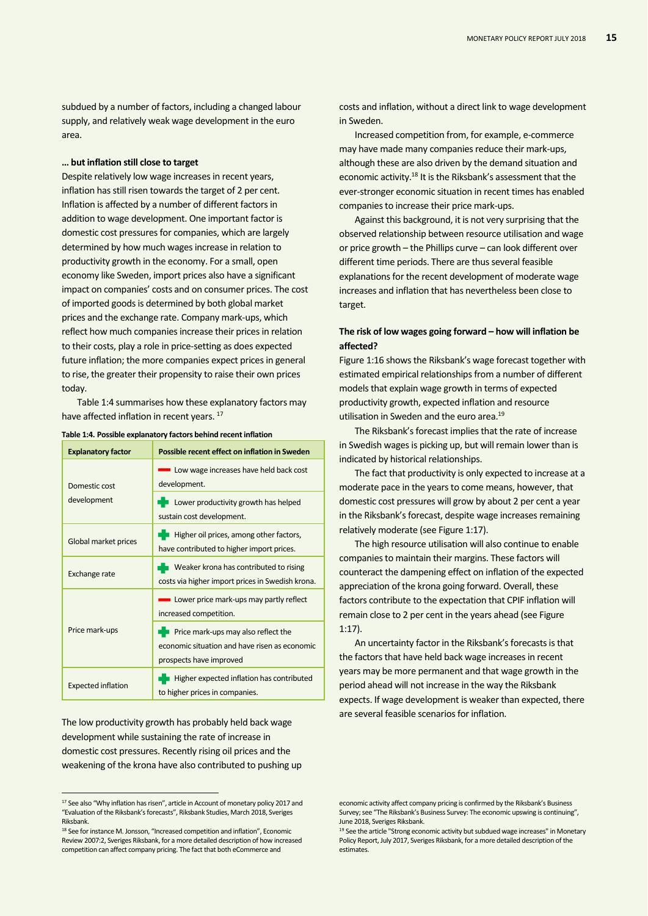subdued by a number of factors, including a changed labour supply, and relatively weak wage development in the euro area.

### ... but inflation still close to target

Despite relatively low wage increases in recent years, inflation has still risen towards the target of 2 per cent. Inflation is affected by a number of different factors in addition to wage development. One important factor is domestic cost pressures for companies, which are largely determined by how much wages increase in relation to productivity growth in the economy. For a small, open economy like Sweden, import prices also have a significant impact on companies' costs and on consumer prices. The cost of imported goods is determined by both global market prices and the exchange rate. Company mark-ups, which reflect how much companies increase their prices in relation to their costs, play a role in price-setting as does expected future inflation; the more companies expect prices in general to rise, the greater their propensity to raise their own prices today.

Table 1:4 summarises how these explanatory factors may have affected inflation in recent years. [17]

**Table 1:4. Possible explanatory factors behind recent inflation**

| Explanatory factor | Possible recent effect on inflation in Sweden |
|---|---|
| Domestic cost development | − Low wage increases have held back cost development. |
| | + Lower productivity growth has helped sustain cost development. |
| Global market prices | + Higher oil prices, among other factors, have contributed to higher import prices. |
| Exchange rate | + Weaker krona has contributed to rising costs via higher import prices in Swedish krona. |
| Price mark-ups | − Lower price mark-ups may partly reflect increased competition. |
| | + Price mark-ups may also reflect the economic situation and have risen as economic prospects have improved |
| Expected inflation | + Higher expected inflation has contributed to higher prices in companies. |

The low productivity growth has probably held back wage development while sustaining the rate of increase in domestic cost pressures. Recently rising oil prices and the weakening of the krona have also contributed to pushing up costs and inflation, without a direct link to wage development in Sweden.

Increased competition from, for example, e-commerce may have made many companies reduce their mark-ups, although these are also driven by the demand situation and economic activity.[18] It is the Riksbank's assessment that the ever-stronger economic situation in recent times has enabled companies to increase their price mark-ups.

Against this background, it is not very surprising that the observed relationship between resource utilisation and wage or price growth – the Phillips curve – can look different over different time periods. There are thus several feasible explanations for the recent development of moderate wage increases and inflation that has nevertheless been close to target.

### The risk of low wages going forward – how will inflation be affected?

Figure 1:16 shows the Riksbank's wage forecast together with estimated empirical relationships from a number of different models that explain wage growth in terms of expected productivity growth, expected inflation and resource utilisation in Sweden and the euro area.[19]

The Riksbank's forecast implies that the rate of increase in Swedish wages is picking up, but will remain lower than is indicated by historical relationships.

The fact that productivity is only expected to increase at a moderate pace in the years to come means, however, that domestic cost pressures will grow by about 2 per cent a year in the Riksbank's forecast, despite wage increases remaining relatively moderate (see Figure 1:17).

The high resource utilisation will also continue to enable companies to maintain their margins. These factors will counteract the dampening effect on inflation of the expected appreciation of the krona going forward. Overall, these factors contribute to the expectation that CPIF inflation will remain close to 2 per cent in the years ahead (see Figure 1:17).

An uncertainty factor in the Riksbank's forecasts is that the factors that have held back wage increases in recent years may be more permanent and that wage growth in the period ahead will not increase in the way the Riksbank expects. If wage development is weaker than expected, there are several feasible scenarios for inflation.

---

[17] See also "Why inflation has risen", article in Account of monetary policy 2017 and "Evaluation of the Riksbank's forecasts", Riksbank Studies, March 2018, Sveriges Riksbank.

[18] See for instance M. Jonsson, "Increased competition and inflation", Economic Review 2007:2, Sveriges Riksbank, for a more detailed description of how increased competition can affect company pricing. The fact that both eCommerce and economic activity affect company pricing is confirmed by the Riksbank's Business Survey; see "The Riksbank's Business Survey: The economic upswing is continuing", June 2018, Sveriges Riksbank.

[19] See the article "Strong economic activity but subdued wage increases" in Monetary Policy Report, July 2017, Sveriges Riksbank, for a more detailed description of the estimates.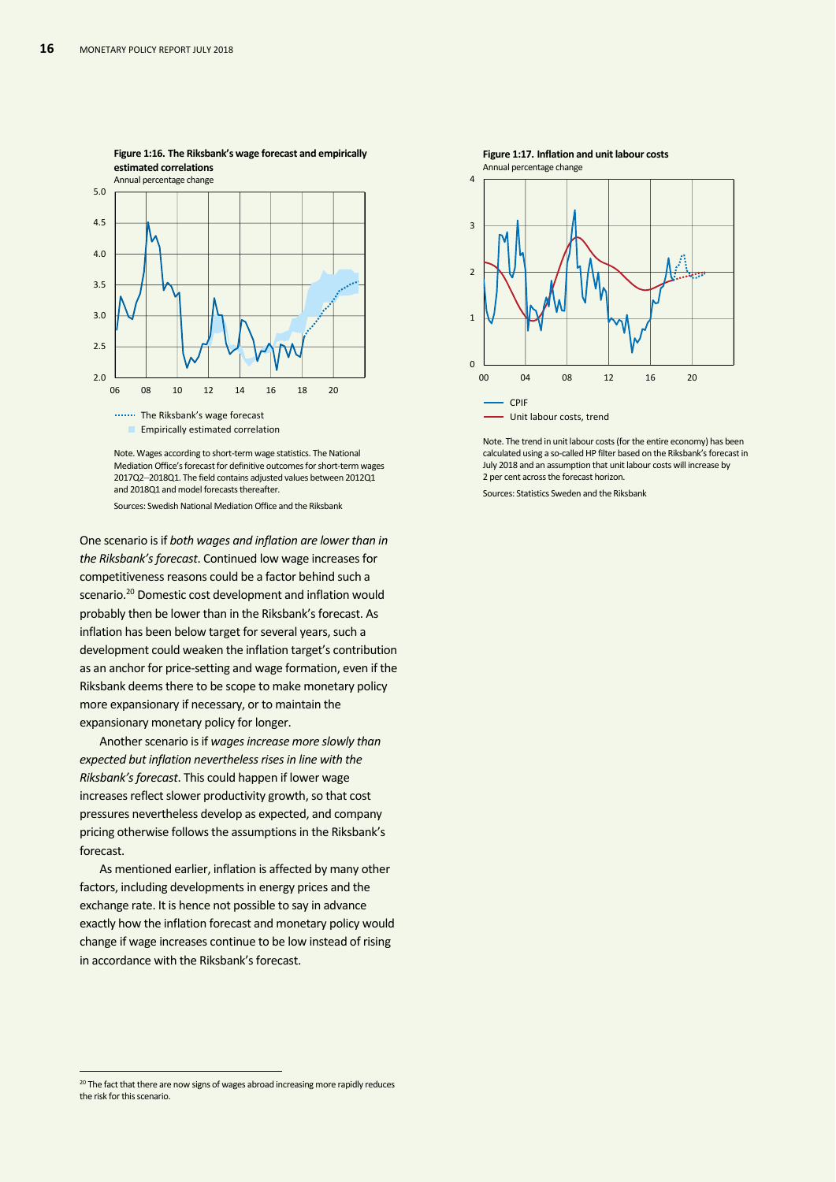**Figure 1:16. The Riksbank's wage forecast and empirically estimated correlations**
Annual percentage change

The Riksbank's wage forecast
Empirically estimated correlation

Note. Wages according to short-term wage statistics. The National Mediation Office's forecast for definitive outcomes for short-term wages 2017Q2–2018Q1. The field contains adjusted values between 2012Q1 and 2018Q1 and model forecasts thereafter.

Sources: Swedish National Mediation Office and the Riksbank

**Figure 1:17. Inflation and unit labour costs**
Annual percentage change

CPIF
Unit labour costs, trend

Note. The trend in unit labour costs (for the entire economy) has been calculated using a so-called HP filter based on the Riksbank's forecast in July 2018 and an assumption that unit labour costs will increase by 2 per cent across the forecast horizon.

Sources: Statistics Sweden and the Riksbank

One scenario is if *both wages and inflation are lower than in the Riksbank's forecast*. Continued low wage increases for competitiveness reasons could be a factor behind such a scenario.[20] Domestic cost development and inflation would probably then be lower than in the Riksbank's forecast. As inflation has been below target for several years, such a development could weaken the inflation target's contribution as an anchor for price-setting and wage formation, even if the Riksbank deems there to be scope to make monetary policy more expansionary if necessary, or to maintain the expansionary monetary policy for longer.

Another scenario is if *wages increase more slowly than expected but inflation nevertheless rises in line with the Riksbank's forecast*. This could happen if lower wage increases reflect slower productivity growth, so that cost pressures nevertheless develop as expected, and company pricing otherwise follows the assumptions in the Riksbank's forecast.

As mentioned earlier, inflation is affected by many other factors, including developments in energy prices and the exchange rate. It is hence not possible to say in advance exactly how the inflation forecast and monetary policy would change if wage increases continue to be low instead of rising in accordance with the Riksbank's forecast.

[20] The fact that there are now signs of wages abroad increasing more rapidly reduces the risk for this scenario.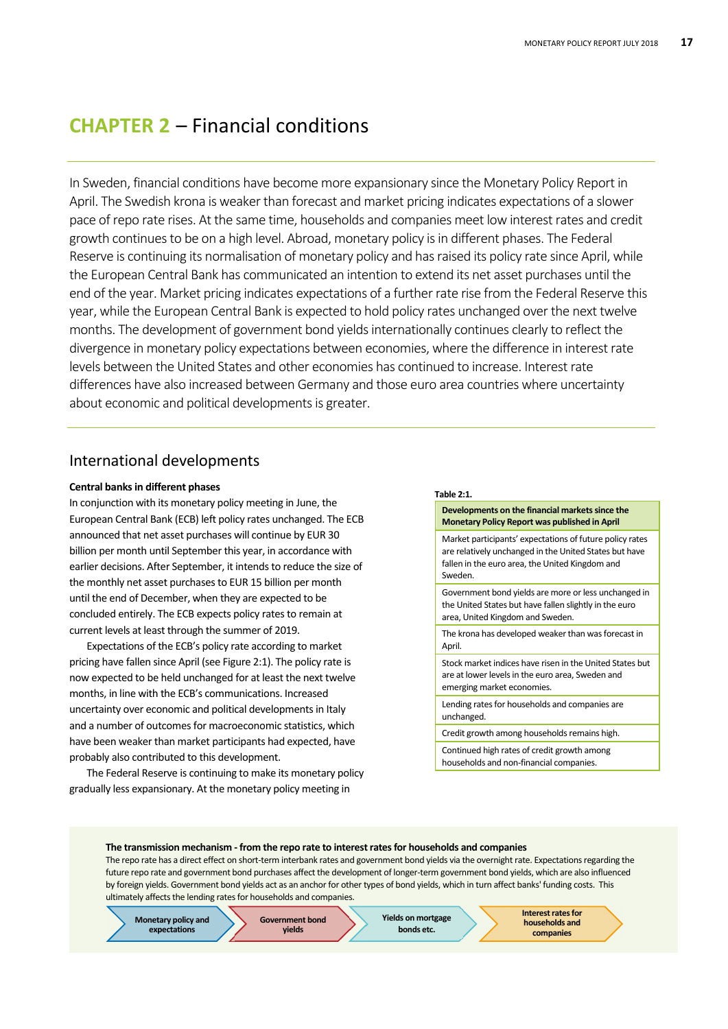# CHAPTER 2 – Financial conditions

In Sweden, financial conditions have become more expansionary since the Monetary Policy Report in April. The Swedish krona is weaker than forecast and market pricing indicates expectations of a slower pace of repo rate rises. At the same time, households and companies meet low interest rates and credit growth continues to be on a high level. Abroad, monetary policy is in different phases. The Federal Reserve is continuing its normalisation of monetary policy and has raised its policy rate since April, while the European Central Bank has communicated an intention to extend its net asset purchases until the end of the year. Market pricing indicates expectations of a further rate rise from the Federal Reserve this year, while the European Central Bank is expected to hold policy rates unchanged over the next twelve months. The development of government bond yields internationally continues clearly to reflect the divergence in monetary policy expectations between economies, where the difference in interest rate levels between the United States and other economies has continued to increase. Interest rate differences have also increased between Germany and those euro area countries where uncertainty about economic and political developments is greater.

## International developments

### Central banks in different phases

In conjunction with its monetary policy meeting in June, the European Central Bank (ECB) left policy rates unchanged. The ECB announced that net asset purchases will continue by EUR 30 billion per month until September this year, in accordance with earlier decisions. After September, it intends to reduce the size of the monthly net asset purchases to EUR 15 billion per month until the end of December, when they are expected to be concluded entirely. The ECB expects policy rates to remain at current levels at least through the summer of 2019.

Expectations of the ECB's policy rate according to market pricing have fallen since April (see Figure 2:1). The policy rate is now expected to be held unchanged for at least the next twelve months, in line with the ECB's communications. Increased uncertainty over economic and political developments in Italy and a number of outcomes for macroeconomic statistics, which have been weaker than market participants had expected, have probably also contributed to this development.

The Federal Reserve is continuing to make its monetary policy gradually less expansionary. At the monetary policy meeting in

**Table 2:1.**

| **Developments on the financial markets since the Monetary Policy Report was published in April** |
|---|
| Market participants' expectations of future policy rates are relatively unchanged in the United States but have fallen in the euro area, the United Kingdom and Sweden. |
| Government bond yields are more or less unchanged in the United States but have fallen slightly in the euro area, United Kingdom and Sweden. |
| The krona has developed weaker than was forecast in April. |
| Stock market indices have risen in the United States but are at lower levels in the euro area, Sweden and emerging market economies. |
| Lending rates for households and companies are unchanged. |
| Credit growth among households remains high. |
| Continued high rates of credit growth among households and non-financial companies. |

**The transmission mechanism - from the repo rate to interest rates for households and companies**

The repo rate has a direct effect on short-term interbank rates and government bond yields via the overnight rate. Expectations regarding the future repo rate and government bond purchases affect the development of longer-term government bond yields, which are also influenced by foreign yields. Government bond yields act as an anchor for other types of bond yields, which in turn affect banks' funding costs. This ultimately affects the lending rates for households and companies.

Monetary policy and expectations → Government bond yields → Yields on mortgage bonds etc. → Interest rates for households and companies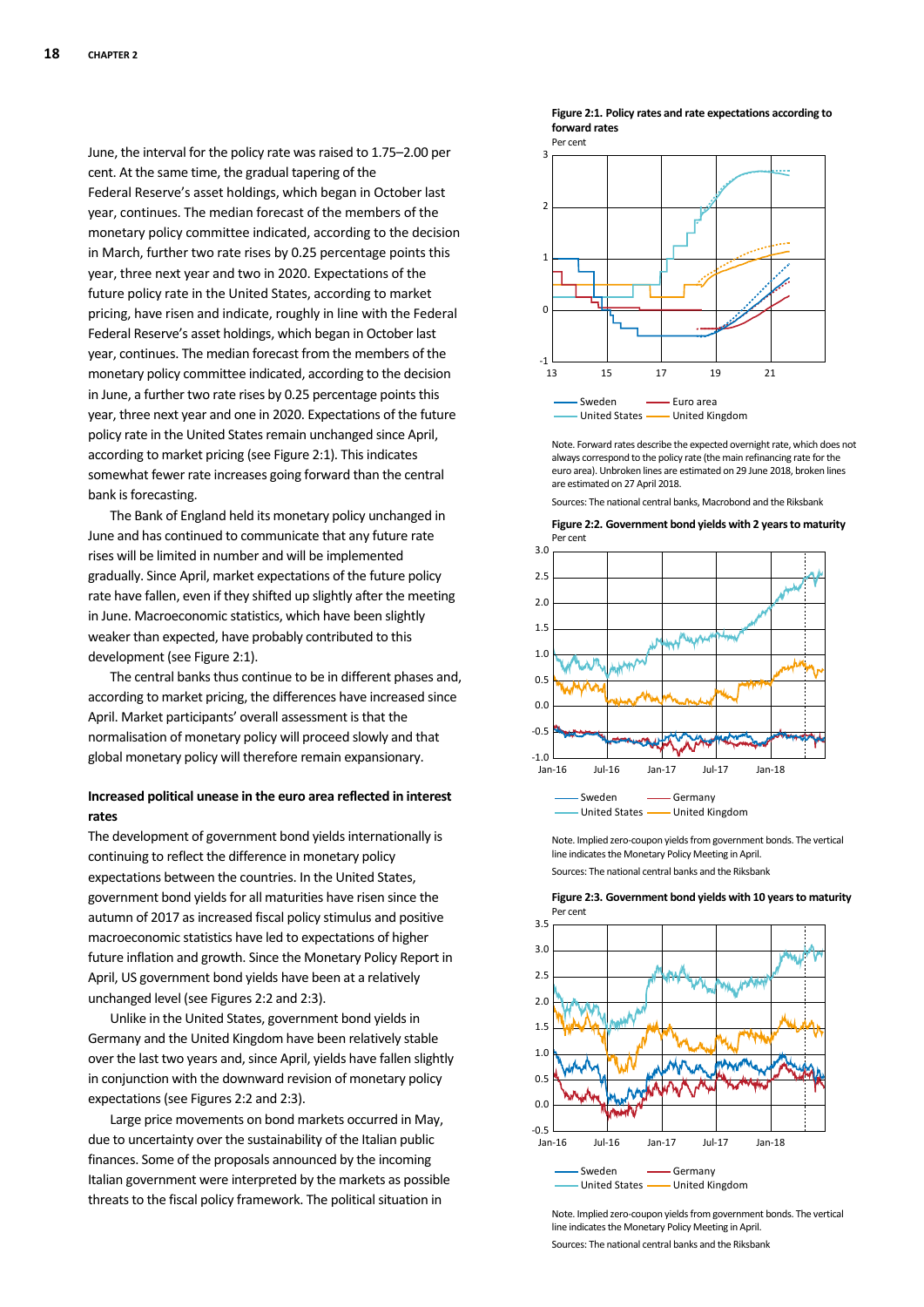June, the interval for the policy rate was raised to 1.75–2.00 per cent. At the same time, the gradual tapering of the Federal Reserve's asset holdings, which began in October last year, continues. The median forecast of the members of the monetary policy committee indicated, according to the decision in March, further two rate rises by 0.25 percentage points this year, three next year and two in 2020. Expectations of the future policy rate in the United States, according to market pricing, have risen and indicate, roughly in line with the Federal Federal Reserve's asset holdings, which began in October last year, continues. The median forecast from the members of the monetary policy committee indicated, according to the decision in June, a further two rate rises by 0.25 percentage points this year, three next year and one in 2020. Expectations of the future policy rate in the United States remain unchanged since April, according to market pricing (see Figure 2:1). This indicates somewhat fewer rate increases going forward than the central bank is forecasting.

The Bank of England held its monetary policy unchanged in June and has continued to communicate that any future rate rises will be limited in number and will be implemented gradually. Since April, market expectations of the future policy rate have fallen, even if they shifted up slightly after the meeting in June. Macroeconomic statistics, which have been slightly weaker than expected, have probably contributed to this development (see Figure 2:1).

The central banks thus continue to be in different phases and, according to market pricing, the differences have increased since April. Market participants' overall assessment is that the normalisation of monetary policy will proceed slowly and that global monetary policy will therefore remain expansionary.

### Increased political unease in the euro area reflected in interest rates

The development of government bond yields internationally is continuing to reflect the difference in monetary policy expectations between the countries. In the United States, government bond yields for all maturities have risen since the autumn of 2017 as increased fiscal policy stimulus and positive macroeconomic statistics have led to expectations of higher future inflation and growth. Since the Monetary Policy Report in April, US government bond yields have been at a relatively unchanged level (see Figures 2:2 and 2:3).

Unlike in the United States, government bond yields in Germany and the United Kingdom have been relatively stable over the last two years and, since April, yields have fallen slightly in conjunction with the downward revision of monetary policy expectations (see Figures 2:2 and 2:3).

Large price movements on bond markets occurred in May, due to uncertainty over the sustainability of the Italian public finances. Some of the proposals announced by the incoming Italian government were interpreted by the markets as possible threats to the fiscal policy framework. The political situation in

**Figure 2:1. Policy rates and rate expectations according to forward rates**

Per cent

Note. Forward rates describe the expected overnight rate, which does not always correspond to the policy rate (the main refinancing rate for the euro area). Unbroken lines are estimated on 29 June 2018, broken lines are estimated on 27 April 2018.

Sources: The national central banks, Macrobond and the Riksbank

**Figure 2:2. Government bond yields with 2 years to maturity**

Per cent

Note. Implied zero-coupon yields from government bonds. The vertical line indicates the Monetary Policy Meeting in April.

Sources: The national central banks and the Riksbank

**Figure 2:3. Government bond yields with 10 years to maturity**

Per cent

Note. Implied zero-coupon yields from government bonds. The vertical line indicates the Monetary Policy Meeting in April.

Sources: The national central banks and the Riksbank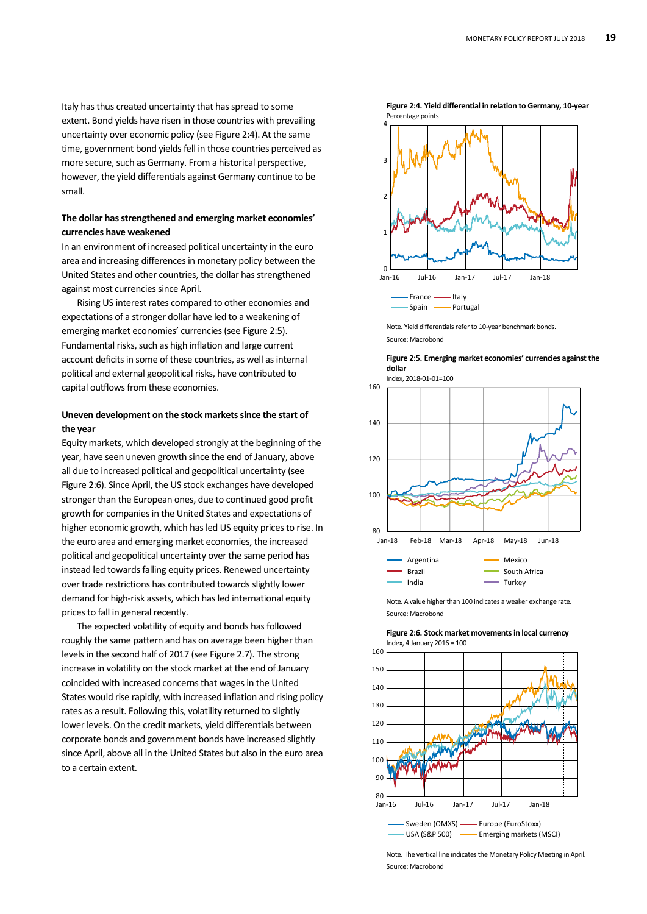Italy has thus created uncertainty that has spread to some extent. Bond yields have risen in those countries with prevailing uncertainty over economic policy (see Figure 2:4). At the same time, government bond yields fell in those countries perceived as more secure, such as Germany. From a historical perspective, however, the yield differentials against Germany continue to be small.

### The dollar has strengthened and emerging market economies' currencies have weakened

In an environment of increased political uncertainty in the euro area and increasing differences in monetary policy between the United States and other countries, the dollar has strengthened against most currencies since April.

Rising US interest rates compared to other economies and expectations of a stronger dollar have led to a weakening of emerging market economies' currencies (see Figure 2:5). Fundamental risks, such as high inflation and large current account deficits in some of these countries, as well as internal political and external geopolitical risks, have contributed to capital outflows from these economies.

### Uneven development on the stock markets since the start of the year

Equity markets, which developed strongly at the beginning of the year, have seen uneven growth since the end of January, above all due to increased political and geopolitical uncertainty (see Figure 2:6). Since April, the US stock exchanges have developed stronger than the European ones, due to continued good profit growth for companies in the United States and expectations of higher economic growth, which has led US equity prices to rise. In the euro area and emerging market economies, the increased political and geopolitical uncertainty over the same period has instead led towards falling equity prices. Renewed uncertainty over trade restrictions has contributed towards slightly lower demand for high-risk assets, which has led international equity prices to fall in general recently.

The expected volatility of equity and bonds has followed roughly the same pattern and has on average been higher than levels in the second half of 2017 (see Figure 2.7). The strong increase in volatility on the stock market at the end of January coincided with increased concerns that wages in the United States would rise rapidly, with increased inflation and rising policy rates as a result. Following this, volatility returned to slightly lower levels. On the credit markets, yield differentials between corporate bonds and government bonds have increased slightly since April, above all in the United States but also in the euro area to a certain extent.

**Figure 2:4. Yield differential in relation to Germany, 10-year**
Percentage points

France, Italy, Spain, Portugal

Note. Yield differentials refer to 10-year benchmark bonds.
Source: Macrobond

**Figure 2:5. Emerging market economies' currencies against the dollar**
Index, 2018-01-01=100

Argentina, Brazil, India, Mexico, South Africa, Turkey

Note. A value higher than 100 indicates a weaker exchange rate.
Source: Macrobond

**Figure 2:6. Stock market movements in local currency**
Index, 4 January 2016 = 100

Sweden (OMXS), Europe (EuroStoxx), USA (S&P 500), Emerging markets (MSCI)

Note. The vertical line indicates the Monetary Policy Meeting in April.
Source: Macrobond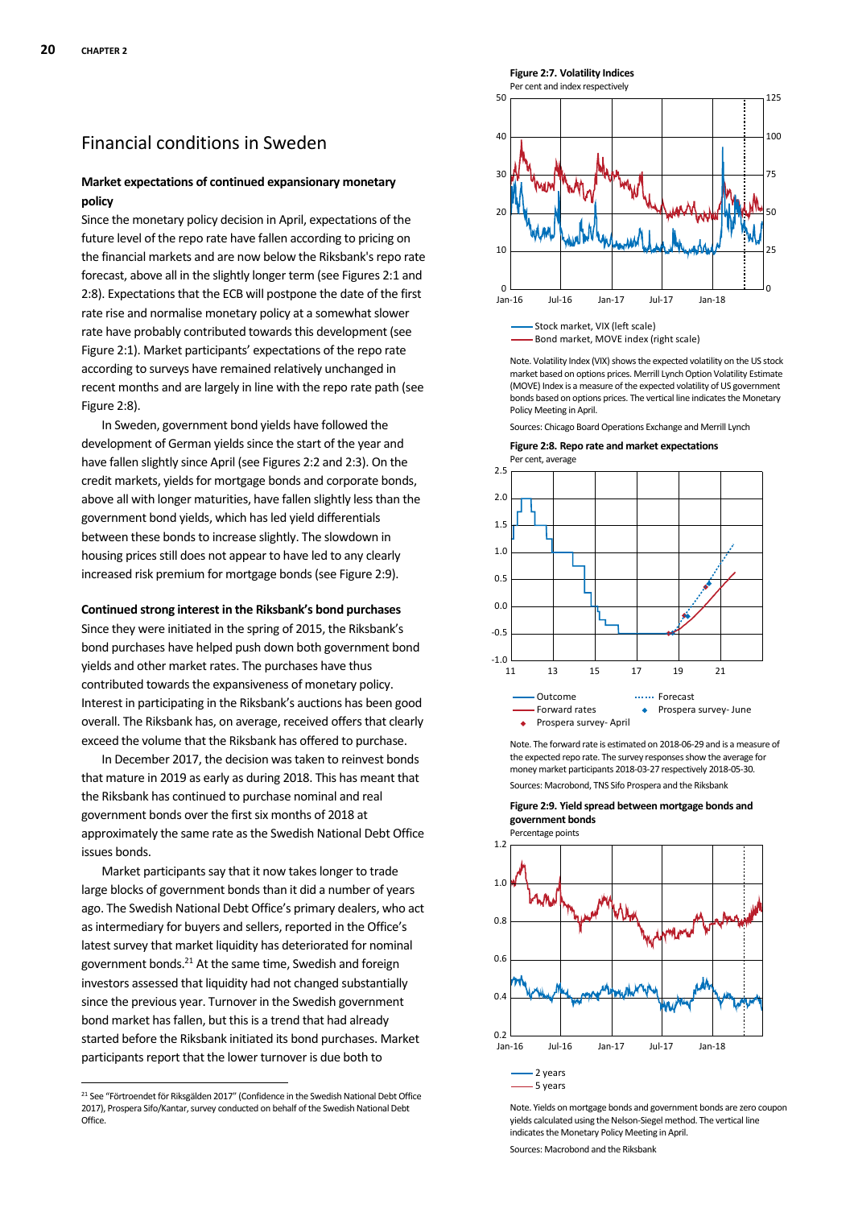## Financial conditions in Sweden

### Market expectations of continued expansionary monetary policy

Since the monetary policy decision in April, expectations of the future level of the repo rate have fallen according to pricing on the financial markets and are now below the Riksbank's repo rate forecast, above all in the slightly longer term (see Figures 2:1 and 2:8). Expectations that the ECB will postpone the date of the first rate rise and normalise monetary policy at a somewhat slower rate have probably contributed towards this development (see Figure 2:1). Market participants' expectations of the repo rate according to surveys have remained relatively unchanged in recent months and are largely in line with the repo rate path (see Figure 2:8).

In Sweden, government bond yields have followed the development of German yields since the start of the year and have fallen slightly since April (see Figures 2:2 and 2:3). On the credit markets, yields for mortgage bonds and corporate bonds, above all with longer maturities, have fallen slightly less than the government bond yields, which has led yield differentials between these bonds to increase slightly. The slowdown in housing prices still does not appear to have led to any clearly increased risk premium for mortgage bonds (see Figure 2:9).

### Continued strong interest in the Riksbank's bond purchases

Since they were initiated in the spring of 2015, the Riksbank's bond purchases have helped push down both government bond yields and other market rates. The purchases have thus contributed towards the expansiveness of monetary policy. Interest in participating in the Riksbank's auctions has been good overall. The Riksbank has, on average, received offers that clearly exceed the volume that the Riksbank has offered to purchase.

In December 2017, the decision was taken to reinvest bonds that mature in 2019 as early as during 2018. This has meant that the Riksbank has continued to purchase nominal and real government bonds over the first six months of 2018 at approximately the same rate as the Swedish National Debt Office issues bonds.

Market participants say that it now takes longer to trade large blocks of government bonds than it did a number of years ago. The Swedish National Debt Office's primary dealers, who act as intermediary for buyers and sellers, reported in the Office's latest survey that market liquidity has deteriorated for nominal government bonds.[21] At the same time, Swedish and foreign investors assessed that liquidity had not changed substantially since the previous year. Turnover in the Swedish government bond market has fallen, but this is a trend that had already started before the Riksbank initiated its bond purchases. Market participants report that the lower turnover is due both to

[21] See "Förtroendet för Riksgälden 2017" (Confidence in the Swedish National Debt Office 2017), Prospera Sifo/Kantar, survey conducted on behalf of the Swedish National Debt Office.

**Figure 2:7. Volatility Indices**
Per cent and index respectively

Stock market, VIX (left scale)
Bond market, MOVE index (right scale)

Note. Volatility Index (VIX) shows the expected volatility on the US stock market based on options prices. Merrill Lynch Option Volatility Estimate (MOVE) Index is a measure of the expected volatility of US government bonds based on options prices. The vertical line indicates the Monetary Policy Meeting in April.

Sources: Chicago Board Operations Exchange and Merrill Lynch

**Figure 2:8. Repo rate and market expectations**
Per cent, average

Outcome
Forecast
Forward rates
Prospera survey- June
Prospera survey- April

Note. The forward rate is estimated on 2018-06-29 and is a measure of the expected repo rate. The survey responses show the average for money market participants 2018-03-27 respectively 2018-05-30.

Sources: Macrobond, TNS Sifo Prospera and the Riksbank

**Figure 2:9. Yield spread between mortgage bonds and government bonds**
Percentage points

2 years
5 years

Note. Yields on mortgage bonds and government bonds are zero coupon yields calculated using the Nelson-Siegel method. The vertical line indicates the Monetary Policy Meeting in April.

Sources: Macrobond and the Riksbank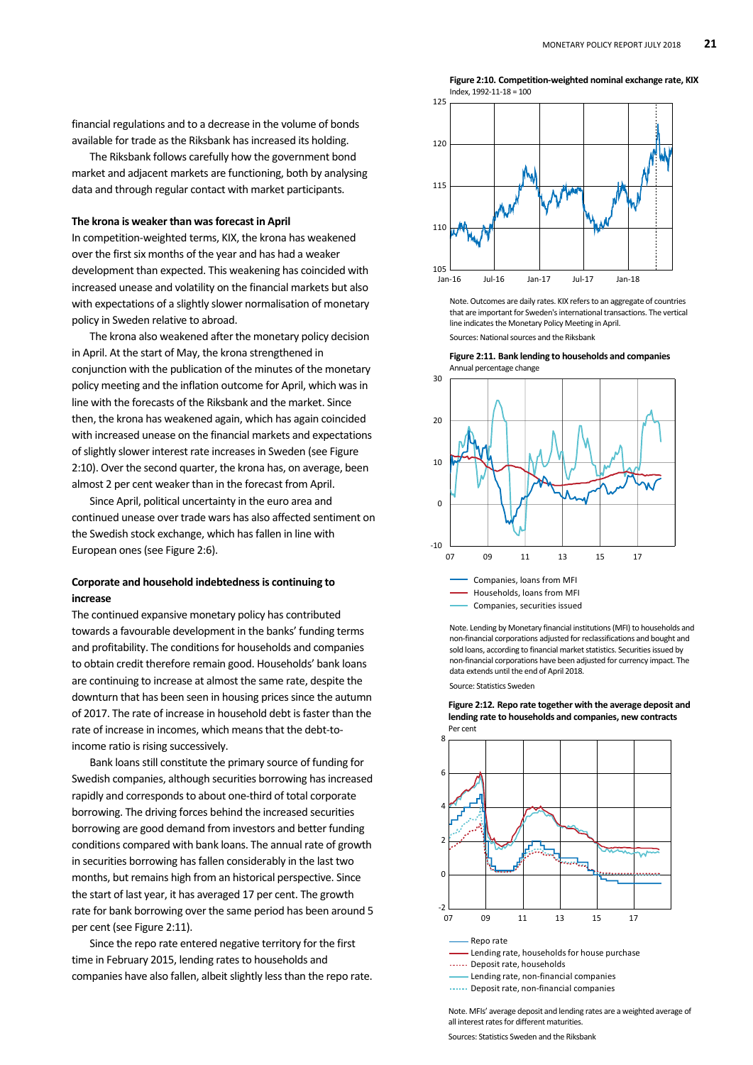financial regulations and to a decrease in the volume of bonds available for trade as the Riksbank has increased its holding.

The Riksbank follows carefully how the government bond market and adjacent markets are functioning, both by analysing data and through regular contact with market participants.

### The krona is weaker than was forecast in April

In competition-weighted terms, KIX, the krona has weakened over the first six months of the year and has had a weaker development than expected. This weakening has coincided with increased unease and volatility on the financial markets but also with expectations of a slightly slower normalisation of monetary policy in Sweden relative to abroad.

The krona also weakened after the monetary policy decision in April. At the start of May, the krona strengthened in conjunction with the publication of the minutes of the monetary policy meeting and the inflation outcome for April, which was in line with the forecasts of the Riksbank and the market. Since then, the krona has weakened again, which has again coincided with increased unease on the financial markets and expectations of slightly slower interest rate increases in Sweden (see Figure 2:10). Over the second quarter, the krona has, on average, been almost 2 per cent weaker than in the forecast from April.

Since April, political uncertainty in the euro area and continued unease over trade wars has also affected sentiment on the Swedish stock exchange, which has fallen in line with European ones (see Figure 2:6).

### Corporate and household indebtedness is continuing to increase

The continued expansive monetary policy has contributed towards a favourable development in the banks' funding terms and profitability. The conditions for households and companies to obtain credit therefore remain good. Households' bank loans are continuing to increase at almost the same rate, despite the downturn that has been seen in housing prices since the autumn of 2017. The rate of increase in household debt is faster than the rate of increase in incomes, which means that the debt-to-income ratio is rising successively.

Bank loans still constitute the primary source of funding for Swedish companies, although securities borrowing has increased rapidly and corresponds to about one-third of total corporate borrowing. The driving forces behind the increased securities borrowing are good demand from investors and better funding conditions compared with bank loans. The annual rate of growth in securities borrowing has fallen considerably in the last two months, but remains high from an historical perspective. Since the start of last year, it has averaged 17 per cent. The growth rate for bank borrowing over the same period has been around 5 per cent (see Figure 2:11).

Since the repo rate entered negative territory for the first time in February 2015, lending rates to households and companies have also fallen, albeit slightly less than the repo rate.

**Figure 2:10. Competition-weighted nominal exchange rate, KIX**
Index, 1992-11-18 = 100

Note. Outcomes are daily rates. KIX refers to an aggregate of countries that are important for Sweden's international transactions. The vertical line indicates the Monetary Policy Meeting in April.

Sources: National sources and the Riksbank

**Figure 2:11. Bank lending to households and companies**
Annual percentage change

Companies, loans from MFI
Households, loans from MFI
Companies, securities issued

Note. Lending by Monetary financial institutions (MFI) to households and non-financial corporations adjusted for reclassifications and bought and sold loans, according to financial market statistics. Securities issued by non-financial corporations have been adjusted for currency impact. The data extends until the end of April 2018.

Source: Statistics Sweden

**Figure 2:12. Repo rate together with the average deposit and lending rate to households and companies, new contracts**
Per cent

Repo rate
Lending rate, households for house purchase
Deposit rate, households
Lending rate, non-financial companies
Deposit rate, non-financial companies

Note. MFIs' average deposit and lending rates are a weighted average of all interest rates for different maturities.

Sources: Statistics Sweden and the Riksbank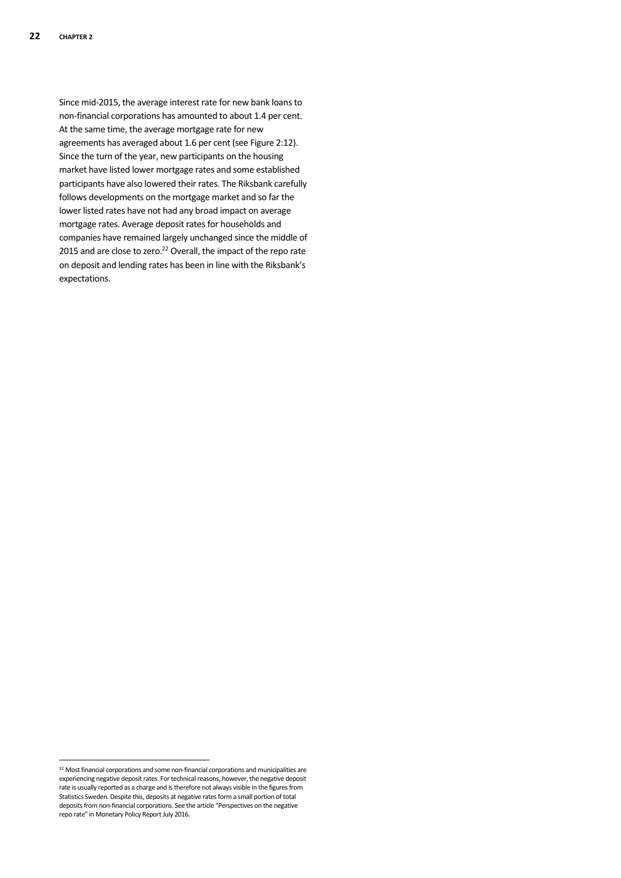Since mid-2015, the average interest rate for new bank loans to non-financial corporations has amounted to about 1.4 per cent. At the same time, the average mortgage rate for new agreements has averaged about 1.6 per cent (see Figure 2:12). Since the turn of the year, new participants on the housing market have listed lower mortgage rates and some established participants have also lowered their rates. The Riksbank carefully follows developments on the mortgage market and so far the lower listed rates have not had any broad impact on average mortgage rates. Average deposit rates for households and companies have remained largely unchanged since the middle of 2015 and are close to zero.[22] Overall, the impact of the repo rate on deposit and lending rates has been in line with the Riksbank's expectations.

---

[22] Most financial corporations and some non-financial corporations and municipalities are experiencing negative deposit rates. For technical reasons, however, the negative deposit rate is usually reported as a charge and is therefore not always visible in the figures from Statistics Sweden. Despite this, deposits at negative rates form a small portion of total deposits from non-financial corporations. See the article "Perspectives on the negative repo rate" in Monetary Policy Report July 2016.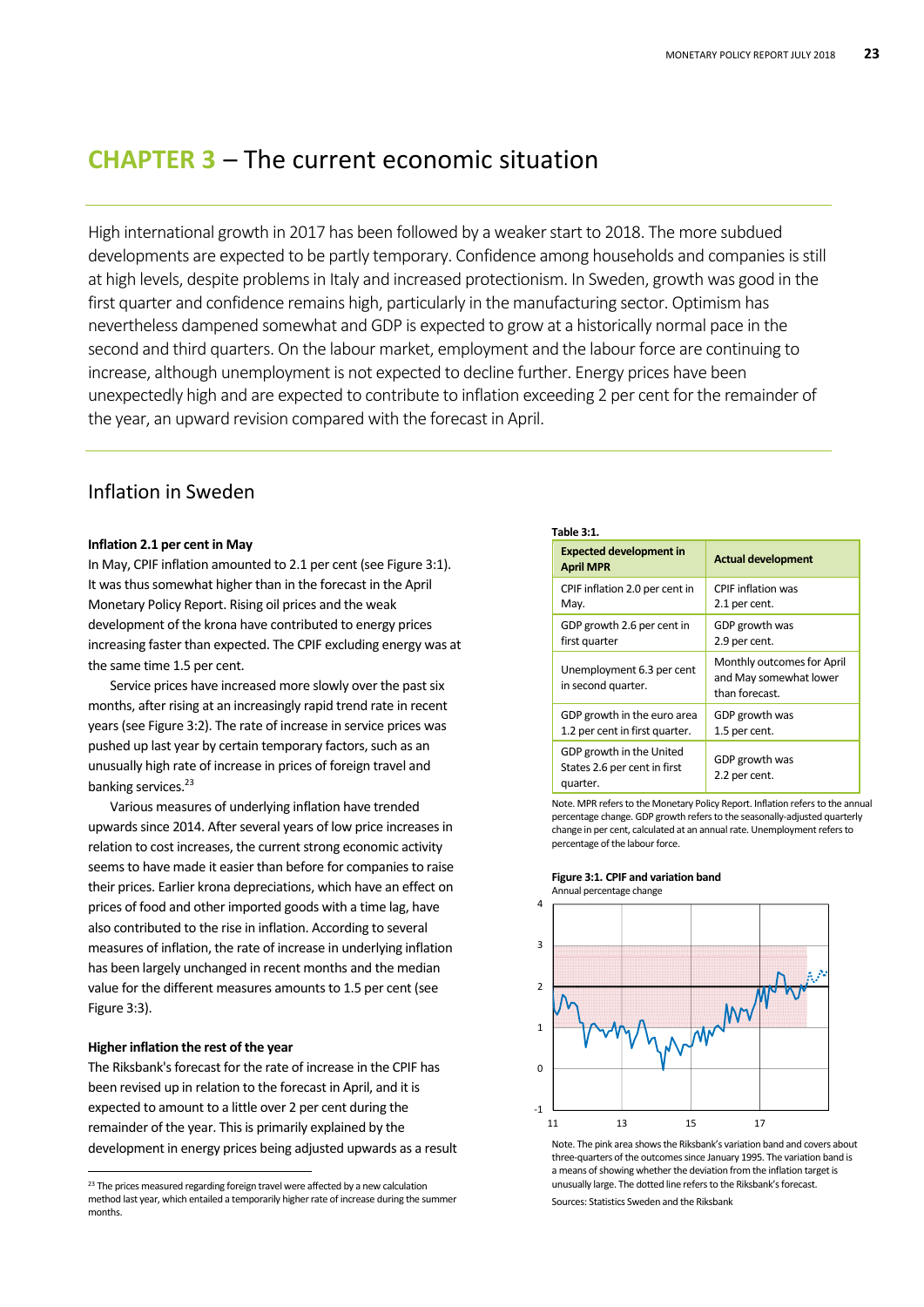# CHAPTER 3 – The current economic situation

High international growth in 2017 has been followed by a weaker start to 2018. The more subdued developments are expected to be partly temporary. Confidence among households and companies is still at high levels, despite problems in Italy and increased protectionism. In Sweden, growth was good in the first quarter and confidence remains high, particularly in the manufacturing sector. Optimism has nevertheless dampened somewhat and GDP is expected to grow at a historically normal pace in the second and third quarters. On the labour market, employment and the labour force are continuing to increase, although unemployment is not expected to decline further. Energy prices have been unexpectedly high and are expected to contribute to inflation exceeding 2 per cent for the remainder of the year, an upward revision compared with the forecast in April.

## Inflation in Sweden

**Inflation 2.1 per cent in May**

In May, CPIF inflation amounted to 2.1 per cent (see Figure 3:1). It was thus somewhat higher than in the forecast in the April Monetary Policy Report. Rising oil prices and the weak development of the krona have contributed to energy prices increasing faster than expected. The CPIF excluding energy was at the same time 1.5 per cent.

Service prices have increased more slowly over the past six months, after rising at an increasingly rapid trend rate in recent years (see Figure 3:2). The rate of increase in service prices was pushed up last year by certain temporary factors, such as an unusually high rate of increase in prices of foreign travel and banking services.[23]

Various measures of underlying inflation have trended upwards since 2014. After several years of low price increases in relation to cost increases, the current strong economic activity seems to have made it easier than before for companies to raise their prices. Earlier krona depreciations, which have an effect on prices of food and other imported goods with a time lag, have also contributed to the rise in inflation. According to several measures of inflation, the rate of increase in underlying inflation has been largely unchanged in recent months and the median value for the different measures amounts to 1.5 per cent (see Figure 3:3).

**Higher inflation the rest of the year**

The Riksbank's forecast for the rate of increase in the CPIF has been revised up in relation to the forecast in April, and it is expected to amount to a little over 2 per cent during the remainder of the year. This is primarily explained by the development in energy prices being adjusted upwards as a result

[23] The prices measured regarding foreign travel were affected by a new calculation method last year, which entailed a temporarily higher rate of increase during the summer months.

**Table 3:1.**

| Expected development in April MPR | Actual development |
|---|---|
| CPIF inflation 2.0 per cent in May. | CPIF inflation was 2.1 per cent. |
| GDP growth 2.6 per cent in first quarter | GDP growth was 2.9 per cent. |
| Unemployment 6.3 per cent in second quarter. | Monthly outcomes for April and May somewhat lower than forecast. |
| GDP growth in the euro area 1.2 per cent in first quarter. | GDP growth was 1.5 per cent. |
| GDP growth in the United States 2.6 per cent in first quarter. | GDP growth was 2.2 per cent. |

Note. MPR refers to the Monetary Policy Report. Inflation refers to the annual percentage change. GDP growth refers to the seasonally-adjusted quarterly change in per cent, calculated at an annual rate. Unemployment refers to percentage of the labour force.

**Figure 3:1. CPIF and variation band**

Annual percentage change

Note. The pink area shows the Riksbank's variation band and covers about three-quarters of the outcomes since January 1995. The variation band is a means of showing whether the deviation from the inflation target is unusually large. The dotted line refers to the Riksbank's forecast.

Sources: Statistics Sweden and the Riksbank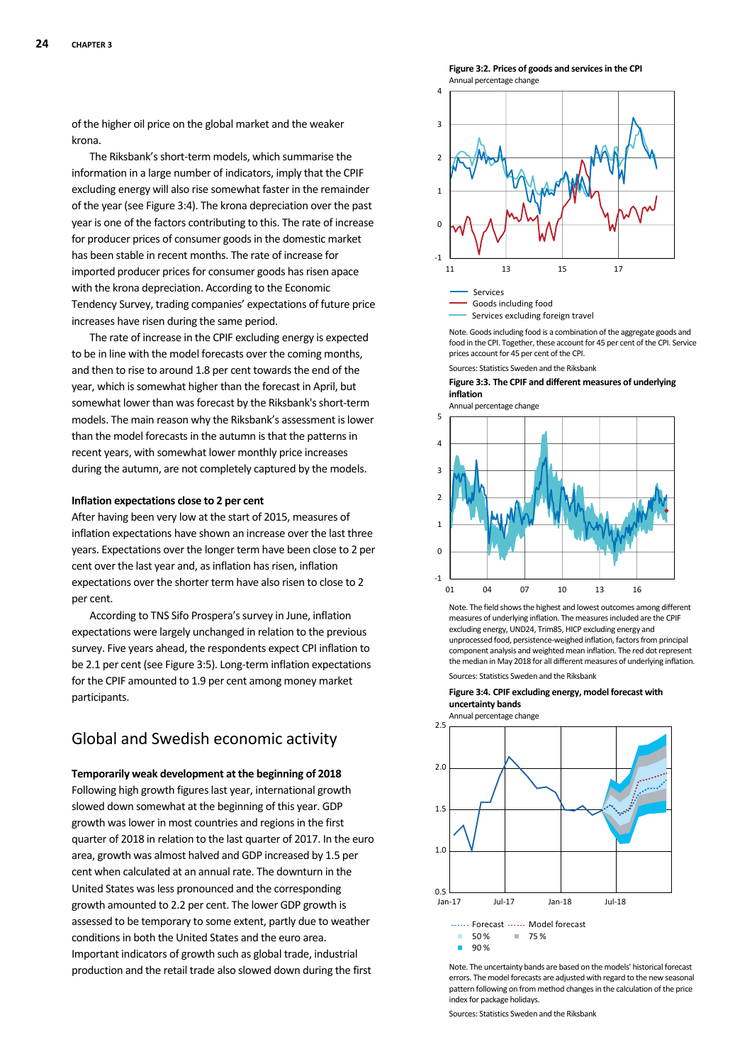of the higher oil price on the global market and the weaker krona.

The Riksbank's short-term models, which summarise the information in a large number of indicators, imply that the CPIF excluding energy will also rise somewhat faster in the remainder of the year (see Figure 3:4). The krona depreciation over the past year is one of the factors contributing to this. The rate of increase for producer prices of consumer goods in the domestic market has been stable in recent months. The rate of increase for imported producer prices for consumer goods has risen apace with the krona depreciation. According to the Economic Tendency Survey, trading companies' expectations of future price increases have risen during the same period.

The rate of increase in the CPIF excluding energy is expected to be in line with the model forecasts over the coming months, and then to rise to around 1.8 per cent towards the end of the year, which is somewhat higher than the forecast in April, but somewhat lower than was forecast by the Riksbank's short-term models. The main reason why the Riksbank's assessment is lower than the model forecasts in the autumn is that the patterns in recent years, with somewhat lower monthly price increases during the autumn, are not completely captured by the models.

**Inflation expectations close to 2 per cent**

After having been very low at the start of 2015, measures of inflation expectations have shown an increase over the last three years. Expectations over the longer term have been close to 2 per cent over the last year and, as inflation has risen, inflation expectations over the shorter term have also risen to close to 2 per cent.

According to TNS Sifo Prospera's survey in June, inflation expectations were largely unchanged in relation to the previous survey. Five years ahead, the respondents expect CPI inflation to be 2.1 per cent (see Figure 3:5). Long-term inflation expectations for the CPIF amounted to 1.9 per cent among money market participants.

## Global and Swedish economic activity

**Temporarily weak development at the beginning of 2018**

Following high growth figures last year, international growth slowed down somewhat at the beginning of this year. GDP growth was lower in most countries and regions in the first quarter of 2018 in relation to the last quarter of 2017. In the euro area, growth was almost halved and GDP increased by 1.5 per cent when calculated at an annual rate. The downturn in the United States was less pronounced and the corresponding growth amounted to 2.2 per cent. The lower GDP growth is assessed to be temporary to some extent, partly due to weather conditions in both the United States and the euro area. Important indicators of growth such as global trade, industrial production and the retail trade also slowed down during the first

**Figure 3:2. Prices of goods and services in the CPI**
Annual percentage change

Services
Goods including food
Services excluding foreign travel

Note. Goods including food is a combination of the aggregate goods and food in the CPI. Together, these account for 45 per cent of the CPI. Service prices account for 45 per cent of the CPI.

Sources: Statistics Sweden and the Riksbank

**Figure 3:3. The CPIF and different measures of underlying inflation**
Annual percentage change

Note. The field shows the highest and lowest outcomes among different measures of underlying inflation. The measures included are the CPIF excluding energy, UND24, Trim85, HICP excluding energy and unprocessed food, persistence-weighed inflation, factors from principal component analysis and weighted mean inflation. The red dot represent the median in May 2018 for all different measures of underlying inflation.

Sources: Statistics Sweden and the Riksbank

**Figure 3:4. CPIF excluding energy, model forecast with uncertainty bands**
Annual percentage change

Forecast, Model forecast, 50 %, 75 %, 90 %

Note. The uncertainty bands are based on the models' historical forecast errors. The model forecasts are adjusted with regard to the new seasonal pattern following on from method changes in the calculation of the price index for package holidays.

Sources: Statistics Sweden and the Riksbank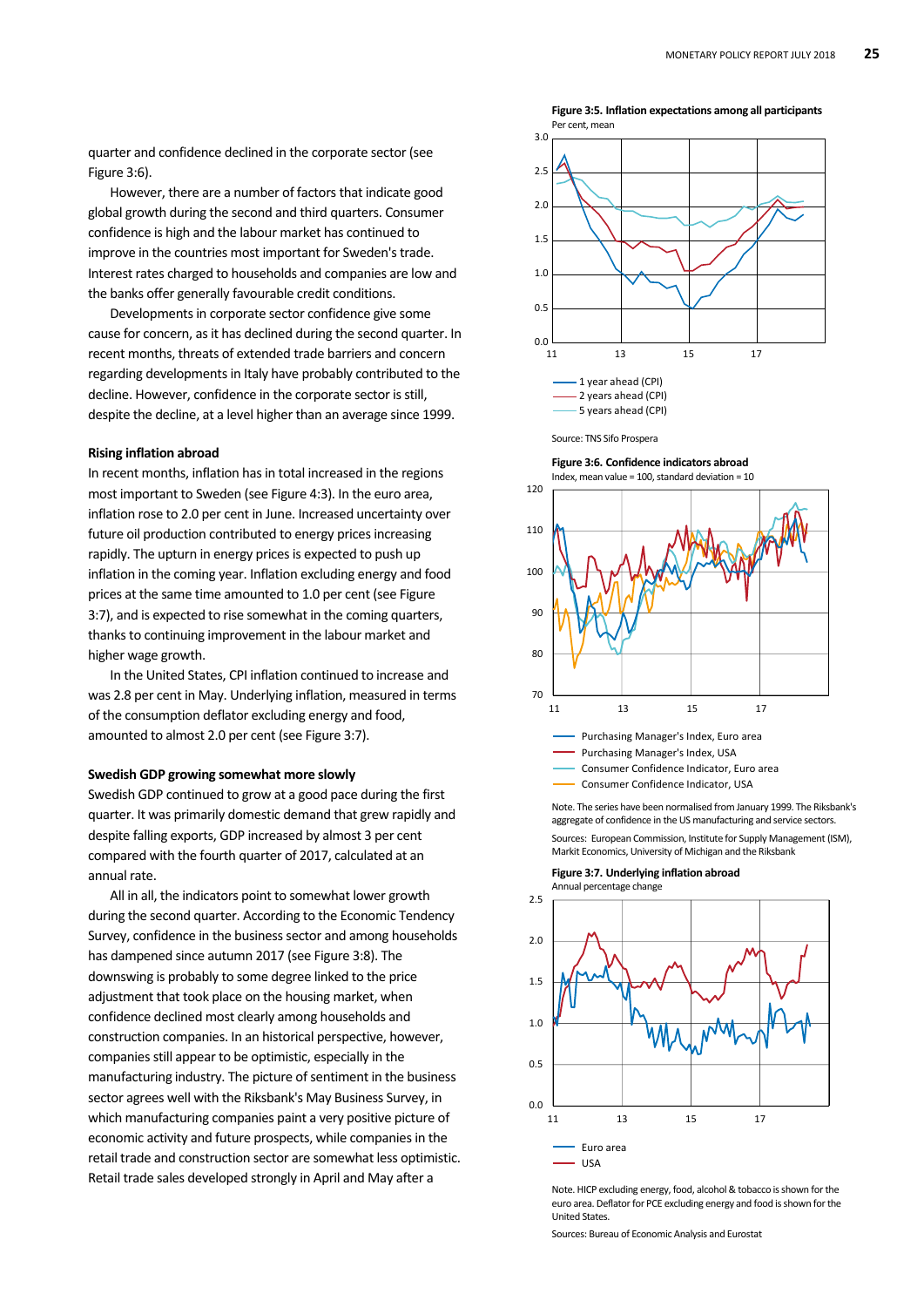quarter and confidence declined in the corporate sector (see Figure 3:6).

However, there are a number of factors that indicate good global growth during the second and third quarters. Consumer confidence is high and the labour market has continued to improve in the countries most important for Sweden's trade. Interest rates charged to households and companies are low and the banks offer generally favourable credit conditions.

Developments in corporate sector confidence give some cause for concern, as it has declined during the second quarter. In recent months, threats of extended trade barriers and concern regarding developments in Italy have probably contributed to the decline. However, confidence in the corporate sector is still, despite the decline, at a level higher than an average since 1999.

### Rising inflation abroad

In recent months, inflation has in total increased in the regions most important to Sweden (see Figure 4:3). In the euro area, inflation rose to 2.0 per cent in June. Increased uncertainty over future oil production contributed to energy prices increasing rapidly. The upturn in energy prices is expected to push up inflation in the coming year. Inflation excluding energy and food prices at the same time amounted to 1.0 per cent (see Figure 3:7), and is expected to rise somewhat in the coming quarters, thanks to continuing improvement in the labour market and higher wage growth.

In the United States, CPI inflation continued to increase and was 2.8 per cent in May. Underlying inflation, measured in terms of the consumption deflator excluding energy and food, amounted to almost 2.0 per cent (see Figure 3:7).

### Swedish GDP growing somewhat more slowly

Swedish GDP continued to grow at a good pace during the first quarter. It was primarily domestic demand that grew rapidly and despite falling exports, GDP increased by almost 3 per cent compared with the fourth quarter of 2017, calculated at an annual rate.

All in all, the indicators point to somewhat lower growth during the second quarter. According to the Economic Tendency Survey, confidence in the business sector and among households has dampened since autumn 2017 (see Figure 3:8). The downswing is probably to some degree linked to the price adjustment that took place on the housing market, when confidence declined most clearly among households and construction companies. In an historical perspective, however, companies still appear to be optimistic, especially in the manufacturing industry. The picture of sentiment in the business sector agrees well with the Riksbank's May Business Survey, in which manufacturing companies paint a very positive picture of economic activity and future prospects, while companies in the retail trade and construction sector are somewhat less optimistic. Retail trade sales developed strongly in April and May after a

**Figure 3:5. Inflation expectations among all participants**
Per cent, mean

1 year ahead (CPI)
2 years ahead (CPI)
5 years ahead (CPI)

Source: TNS Sifo Prospera

**Figure 3:6. Confidence indicators abroad**
Index, mean value = 100, standard deviation = 10

Purchasing Manager's Index, Euro area
Purchasing Manager's Index, USA
Consumer Confidence Indicator, Euro area
Consumer Confidence Indicator, USA

Note. The series have been normalised from January 1999. The Riksbank's aggregate of confidence in the US manufacturing and service sectors.

Sources: European Commission, Institute for Supply Management (ISM), Markit Economics, University of Michigan and the Riksbank

**Figure 3:7. Underlying inflation abroad**
Annual percentage change

Euro area
USA

Note. HICP excluding energy, food, alcohol & tobacco is shown for the euro area. Deflator for PCE excluding energy and food is shown for the United States.

Sources: Bureau of Economic Analysis and Eurostat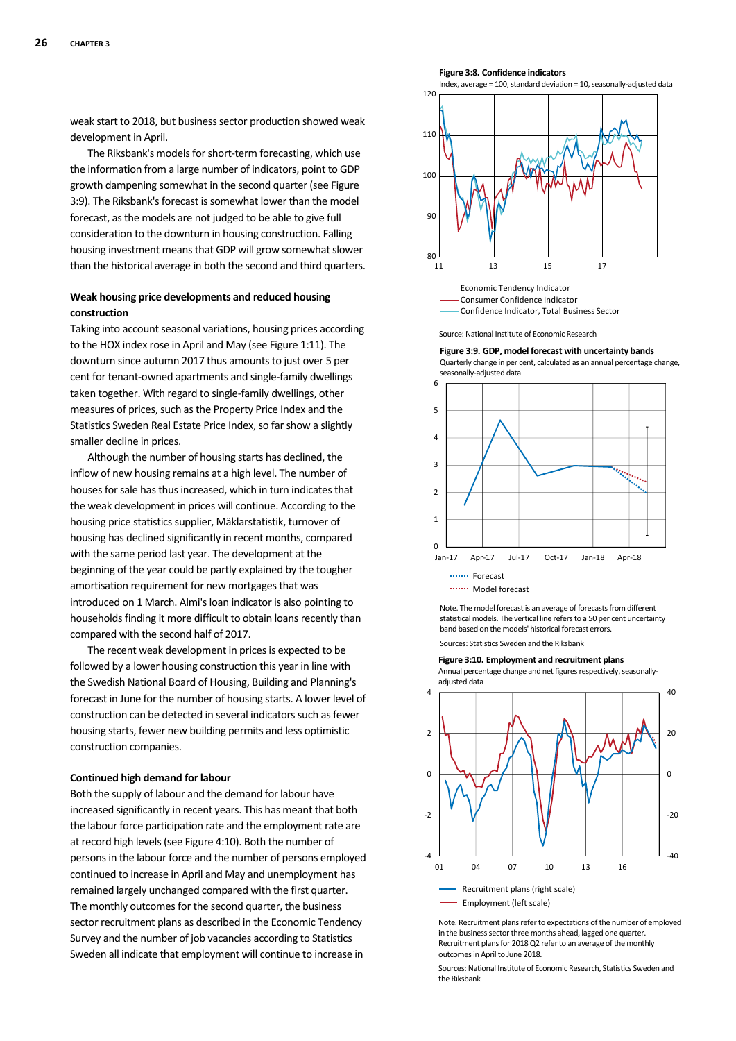weak start to 2018, but business sector production showed weak development in April.

The Riksbank's models for short-term forecasting, which use the information from a large number of indicators, point to GDP growth dampening somewhat in the second quarter (see Figure 3:9). The Riksbank's forecast is somewhat lower than the model forecast, as the models are not judged to be able to give full consideration to the downturn in housing construction. Falling housing investment means that GDP will grow somewhat slower than the historical average in both the second and third quarters.

### Weak housing price developments and reduced housing construction

Taking into account seasonal variations, housing prices according to the HOX index rose in April and May (see Figure 1:11). The downturn since autumn 2017 thus amounts to just over 5 per cent for tenant-owned apartments and single-family dwellings taken together. With regard to single-family dwellings, other measures of prices, such as the Property Price Index and the Statistics Sweden Real Estate Price Index, so far show a slightly smaller decline in prices.

Although the number of housing starts has declined, the inflow of new housing remains at a high level. The number of houses for sale has thus increased, which in turn indicates that the weak development in prices will continue. According to the housing price statistics supplier, Mäklarstatistik, turnover of housing has declined significantly in recent months, compared with the same period last year. The development at the beginning of the year could be partly explained by the tougher amortisation requirement for new mortgages that was introduced on 1 March. Almi's loan indicator is also pointing to households finding it more difficult to obtain loans recently than compared with the second half of 2017.

The recent weak development in prices is expected to be followed by a lower housing construction this year in line with the Swedish National Board of Housing, Building and Planning's forecast in June for the number of housing starts. A lower level of construction can be detected in several indicators such as fewer housing starts, fewer new building permits and less optimistic construction companies.

### Continued high demand for labour

Both the supply of labour and the demand for labour have increased significantly in recent years. This has meant that both the labour force participation rate and the employment rate are at record high levels (see Figure 4:10). Both the number of persons in the labour force and the number of persons employed continued to increase in April and May and unemployment has remained largely unchanged compared with the first quarter. The monthly outcomes for the second quarter, the business sector recruitment plans as described in the Economic Tendency Survey and the number of job vacancies according to Statistics Sweden all indicate that employment will continue to increase in

**Figure 3:8. Confidence indicators**

Index, average = 100, standard deviation = 10, seasonally-adjusted data

Source: National Institute of Economic Research

**Figure 3:9. GDP, model forecast with uncertainty bands**

Quarterly change in per cent, calculated as an annual percentage change, seasonally-adjusted data

Note. The model forecast is an average of forecasts from different statistical models. The vertical line refers to a 50 per cent uncertainty band based on the models' historical forecast errors.

Sources: Statistics Sweden and the Riksbank

**Figure 3:10. Employment and recruitment plans**

Annual percentage change and net figures respectively, seasonally-adjusted data

Note. Recruitment plans refer to expectations of the number of employed in the business sector three months ahead, lagged one quarter. Recruitment plans for 2018 Q2 refer to an average of the monthly outcomes in April to June 2018.

Sources: National Institute of Economic Research, Statistics Sweden and the Riksbank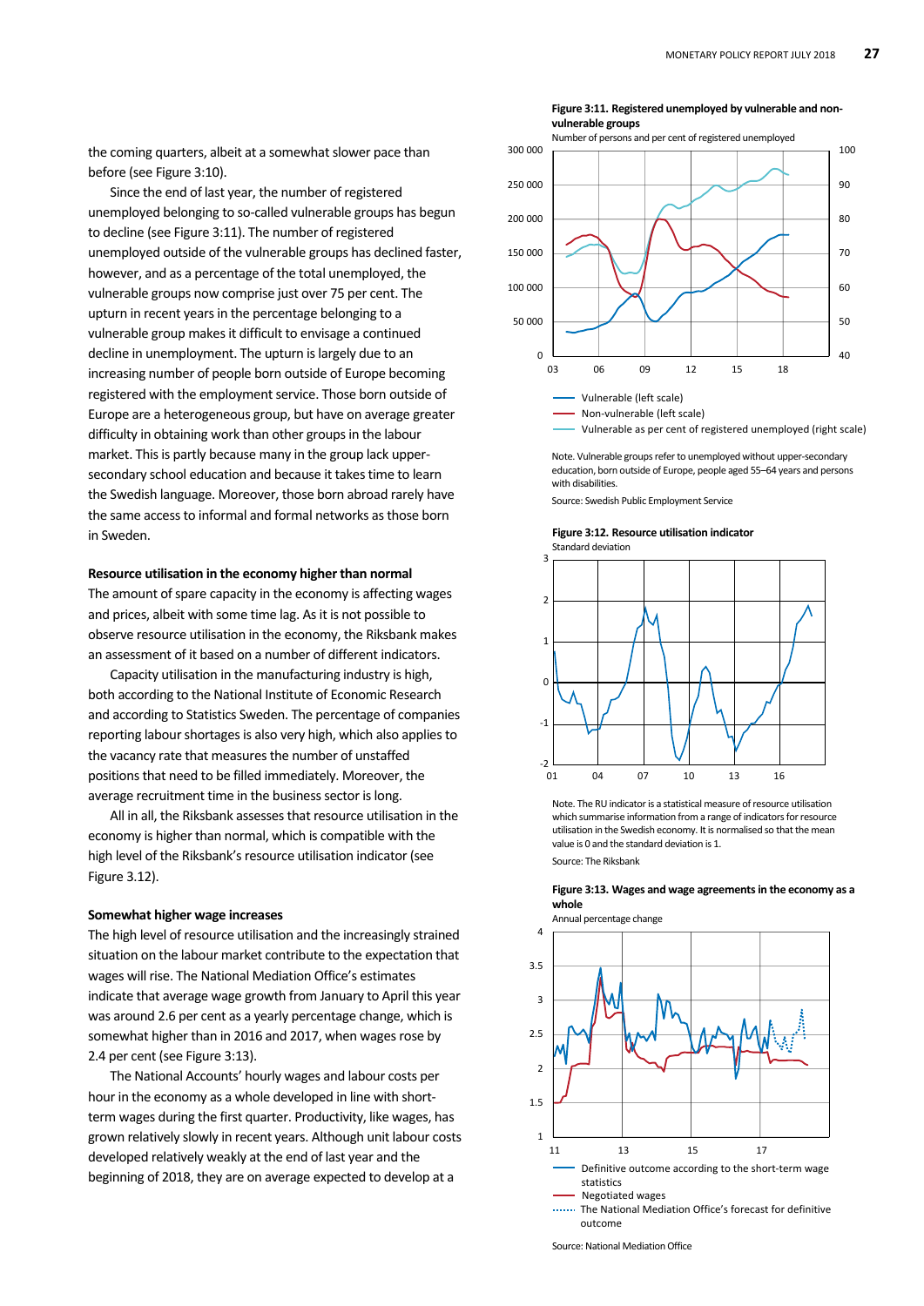the coming quarters, albeit at a somewhat slower pace than before (see Figure 3:10).

Since the end of last year, the number of registered unemployed belonging to so-called vulnerable groups has begun to decline (see Figure 3:11). The number of registered unemployed outside of the vulnerable groups has declined faster, however, and as a percentage of the total unemployed, the vulnerable groups now comprise just over 75 per cent. The upturn in recent years in the percentage belonging to a vulnerable group makes it difficult to envisage a continued decline in unemployment. The upturn is largely due to an increasing number of people born outside of Europe becoming registered with the employment service. Those born outside of Europe are a heterogeneous group, but have on average greater difficulty in obtaining work than other groups in the labour market. This is partly because many in the group lack upper-secondary school education and because it takes time to learn the Swedish language. Moreover, those born abroad rarely have the same access to informal and formal networks as those born in Sweden.

### Resource utilisation in the economy higher than normal

The amount of spare capacity in the economy is affecting wages and prices, albeit with some time lag. As it is not possible to observe resource utilisation in the economy, the Riksbank makes an assessment of it based on a number of different indicators.

Capacity utilisation in the manufacturing industry is high, both according to the National Institute of Economic Research and according to Statistics Sweden. The percentage of companies reporting labour shortages is also very high, which also applies to the vacancy rate that measures the number of unstaffed positions that need to be filled immediately. Moreover, the average recruitment time in the business sector is long.

All in all, the Riksbank assesses that resource utilisation in the economy is higher than normal, which is compatible with the high level of the Riksbank's resource utilisation indicator (see Figure 3.12).

### Somewhat higher wage increases

The high level of resource utilisation and the increasingly strained situation on the labour market contribute to the expectation that wages will rise. The National Mediation Office's estimates indicate that average wage growth from January to April this year was around 2.6 per cent as a yearly percentage change, which is somewhat higher than in 2016 and 2017, when wages rose by 2.4 per cent (see Figure 3:13).

The National Accounts' hourly wages and labour costs per hour in the economy as a whole developed in line with short-term wages during the first quarter. Productivity, like wages, has grown relatively slowly in recent years. Although unit labour costs developed relatively weakly at the end of last year and the beginning of 2018, they are on average expected to develop at a

**Figure 3:11. Registered unemployed by vulnerable and non-vulnerable groups**
Number of persons and per cent of registered unemployed

- Vulnerable (left scale)
- Non-vulnerable (left scale)
- Vulnerable as per cent of registered unemployed (right scale)

Note. Vulnerable groups refer to unemployed without upper-secondary education, born outside of Europe, people aged 55–64 years and persons with disabilities.

Source: Swedish Public Employment Service

**Figure 3:12. Resource utilisation indicator**
Standard deviation

Note. The RU indicator is a statistical measure of resource utilisation which summarise information from a range of indicators for resource utilisation in the Swedish economy. It is normalised so that the mean value is 0 and the standard deviation is 1.

Source: The Riksbank

**Figure 3:13. Wages and wage agreements in the economy as a whole**
Annual percentage change

- Definitive outcome according to the short-term wage statistics
- Negotiated wages
- The National Mediation Office's forecast for definitive outcome

Source: National Mediation Office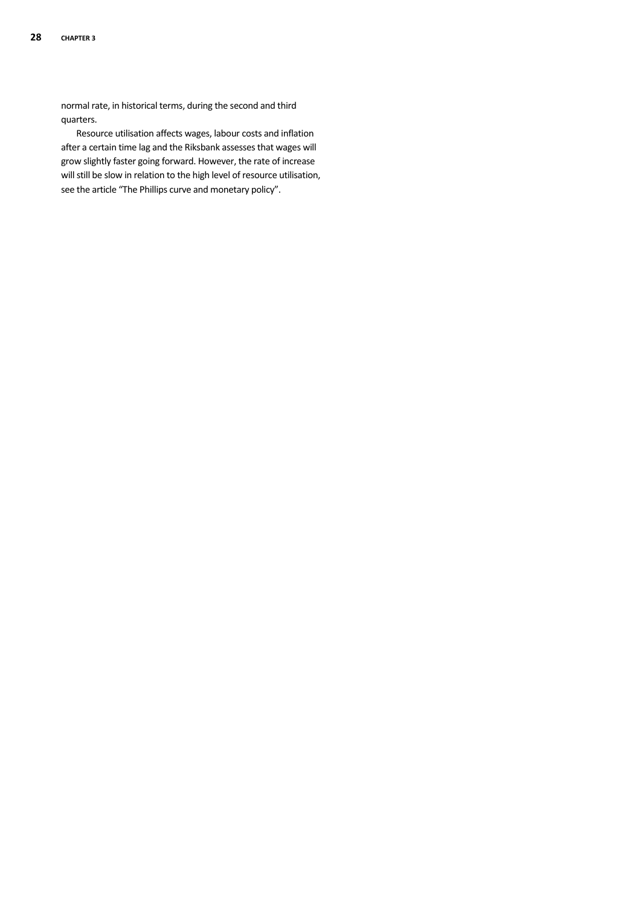normal rate, in historical terms, during the second and third quarters.

Resource utilisation affects wages, labour costs and inflation after a certain time lag and the Riksbank assesses that wages will grow slightly faster going forward. However, the rate of increase will still be slow in relation to the high level of resource utilisation, see the article "The Phillips curve and monetary policy".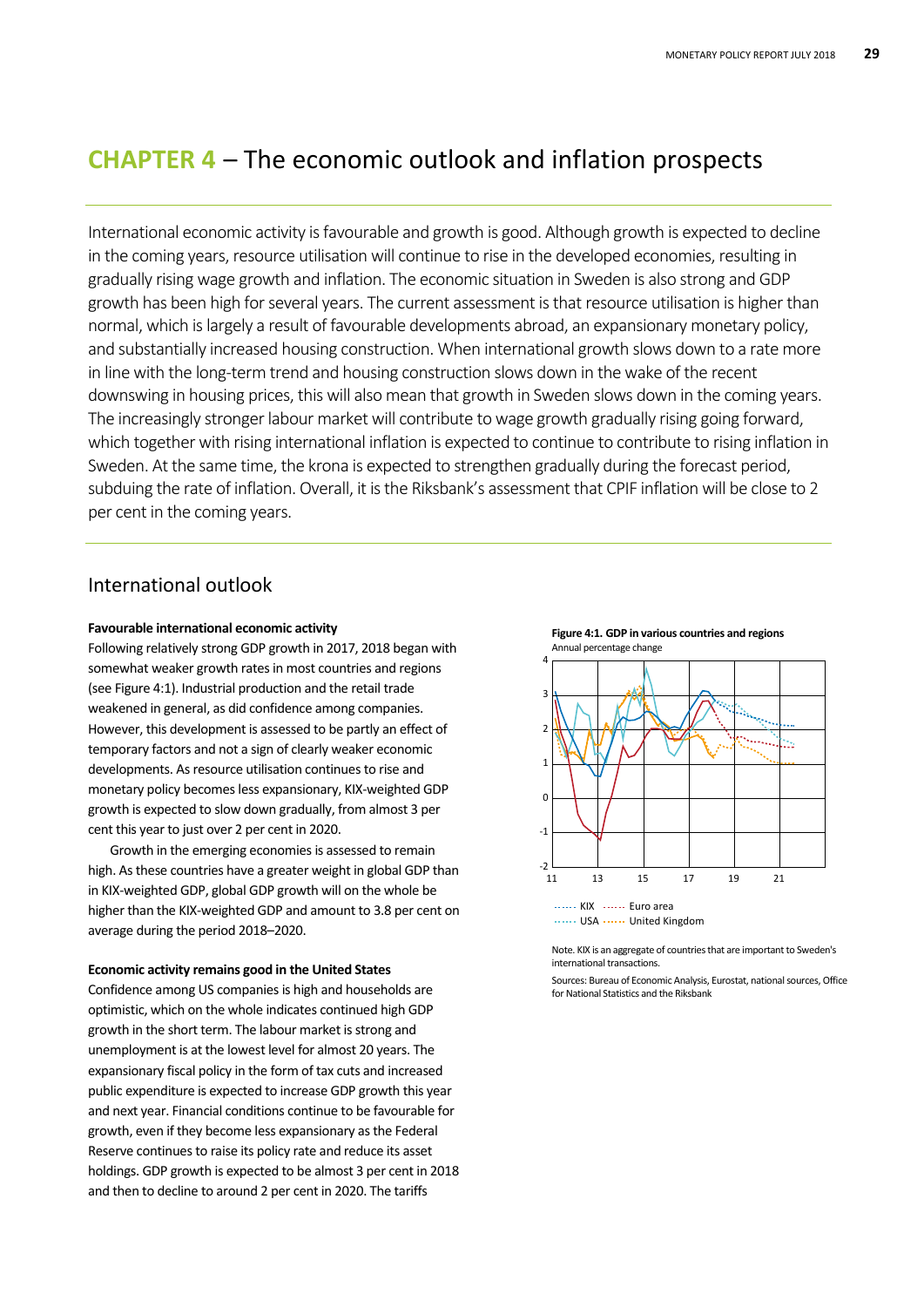# CHAPTER 4 – The economic outlook and inflation prospects

International economic activity is favourable and growth is good. Although growth is expected to decline in the coming years, resource utilisation will continue to rise in the developed economies, resulting in gradually rising wage growth and inflation. The economic situation in Sweden is also strong and GDP growth has been high for several years. The current assessment is that resource utilisation is higher than normal, which is largely a result of favourable developments abroad, an expansionary monetary policy, and substantially increased housing construction. When international growth slows down to a rate more in line with the long-term trend and housing construction slows down in the wake of the recent downswing in housing prices, this will also mean that growth in Sweden slows down in the coming years. The increasingly stronger labour market will contribute to wage growth gradually rising going forward, which together with rising international inflation is expected to continue to contribute to rising inflation in Sweden. At the same time, the krona is expected to strengthen gradually during the forecast period, subduing the rate of inflation. Overall, it is the Riksbank's assessment that CPIF inflation will be close to 2 per cent in the coming years.

## International outlook

**Favourable international economic activity**

Following relatively strong GDP growth in 2017, 2018 began with somewhat weaker growth rates in most countries and regions (see Figure 4:1). Industrial production and the retail trade weakened in general, as did confidence among companies. However, this development is assessed to be partly an effect of temporary factors and not a sign of clearly weaker economic developments. As resource utilisation continues to rise and monetary policy becomes less expansionary, KIX-weighted GDP growth is expected to slow down gradually, from almost 3 per cent this year to just over 2 per cent in 2020.

Growth in the emerging economies is assessed to remain high. As these countries have a greater weight in global GDP than in KIX-weighted GDP, global GDP growth will on the whole be higher than the KIX-weighted GDP and amount to 3.8 per cent on average during the period 2018–2020.

**Economic activity remains good in the United States**

Confidence among US companies is high and households are optimistic, which on the whole indicates continued high GDP growth in the short term. The labour market is strong and unemployment is at the lowest level for almost 20 years. The expansionary fiscal policy in the form of tax cuts and increased public expenditure is expected to increase GDP growth this year and next year. Financial conditions continue to be favourable for growth, even if they become less expansionary as the Federal Reserve continues to raise its policy rate and reduce its asset holdings. GDP growth is expected to be almost 3 per cent in 2018 and then to decline to around 2 per cent in 2020. The tariffs

**Figure 4:1. GDP in various countries and regions**
Annual percentage change

Note. KIX is an aggregate of countries that are important to Sweden's international transactions.

Sources: Bureau of Economic Analysis, Eurostat, national sources, Office for National Statistics and the Riksbank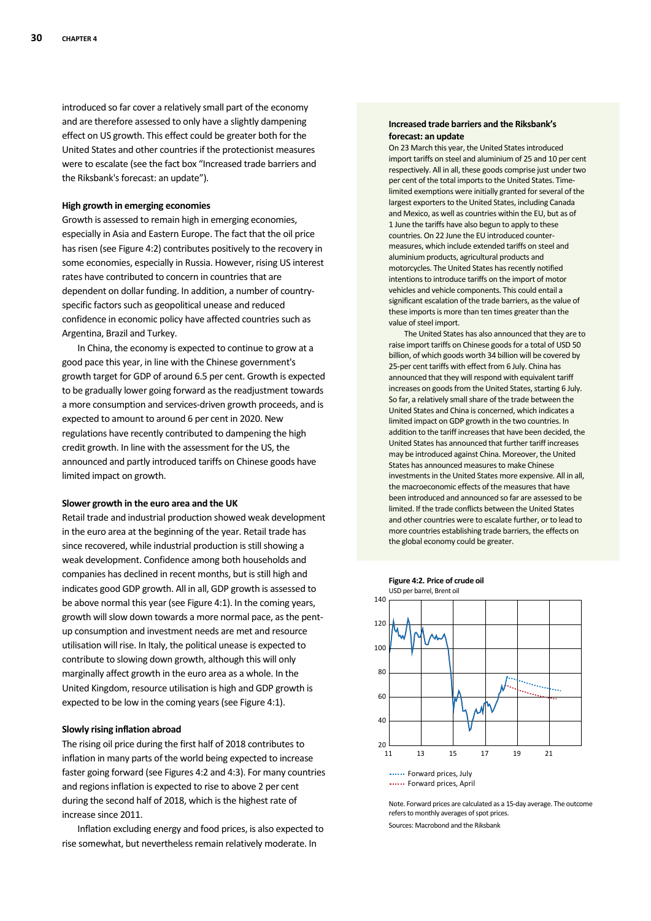introduced so far cover a relatively small part of the economy and are therefore assessed to only have a slightly dampening effect on US growth. This effect could be greater both for the United States and other countries if the protectionist measures were to escalate (see the fact box "Increased trade barriers and the Riksbank's forecast: an update").

### High growth in emerging economies

Growth is assessed to remain high in emerging economies, especially in Asia and Eastern Europe. The fact that the oil price has risen (see Figure 4:2) contributes positively to the recovery in some economies, especially in Russia. However, rising US interest rates have contributed to concern in countries that are dependent on dollar funding. In addition, a number of country-specific factors such as geopolitical unease and reduced confidence in economic policy have affected countries such as Argentina, Brazil and Turkey.

In China, the economy is expected to continue to grow at a good pace this year, in line with the Chinese government's growth target for GDP of around 6.5 per cent. Growth is expected to be gradually lower going forward as the readjustment towards a more consumption and services-driven growth proceeds, and is expected to amount to around 6 per cent in 2020. New regulations have recently contributed to dampening the high credit growth. In line with the assessment for the US, the announced and partly introduced tariffs on Chinese goods have limited impact on growth.

### Slower growth in the euro area and the UK

Retail trade and industrial production showed weak development in the euro area at the beginning of the year. Retail trade has since recovered, while industrial production is still showing a weak development. Confidence among both households and companies has declined in recent months, but is still high and indicates good GDP growth. All in all, GDP growth is assessed to be above normal this year (see Figure 4:1). In the coming years, growth will slow down towards a more normal pace, as the pent-up consumption and investment needs are met and resource utilisation will rise. In Italy, the political unease is expected to contribute to slowing down growth, although this will only marginally affect growth in the euro area as a whole. In the United Kingdom, resource utilisation is high and GDP growth is expected to be low in the coming years (see Figure 4:1).

### Slowly rising inflation abroad

The rising oil price during the first half of 2018 contributes to inflation in many parts of the world being expected to increase faster going forward (see Figures 4:2 and 4:3). For many countries and regions inflation is expected to rise to above 2 per cent during the second half of 2018, which is the highest rate of increase since 2011.

Inflation excluding energy and food prices, is also expected to rise somewhat, but nevertheless remain relatively moderate. In

### Increased trade barriers and the Riksbank's forecast: an update

On 23 March this year, the United States introduced import tariffs on steel and aluminium of 25 and 10 per cent respectively. All in all, these goods comprise just under two per cent of the total imports to the United States. Time-limited exemptions were initially granted for several of the largest exporters to the United States, including Canada and Mexico, as well as countries within the EU, but as of 1 June the tariffs have also begun to apply to these countries. On 22 June the EU introduced counter-measures, which include extended tariffs on steel and aluminium products, agricultural products and motorcycles. The United States has recently notified intentions to introduce tariffs on the import of motor vehicles and vehicle components. This could entail a significant escalation of the trade barriers, as the value of these imports is more than ten times greater than the value of steel import.

The United States has also announced that they are to raise import tariffs on Chinese goods for a total of USD 50 billion, of which goods worth 34 billion will be covered by 25-per cent tariffs with effect from 6 July. China has announced that they will respond with equivalent tariff increases on goods from the United States, starting 6 July. So far, a relatively small share of the trade between the United States and China is concerned, which indicates a limited impact on GDP growth in the two countries. In addition to the tariff increases that have been decided, the United States has announced that further tariff increases may be introduced against China. Moreover, the United States has announced measures to make Chinese investments in the United States more expensive. All in all, the macroeconomic effects of the measures that have been introduced and announced so far are assessed to be limited. If the trade conflicts between the United States and other countries were to escalate further, or to lead to more countries establishing trade barriers, the effects on the global economy could be greater.

**Figure 4:2. Price of crude oil**
USD per barrel, Brent oil

Forward prices, July
Forward prices, April

Note. Forward prices are calculated as a 15-day average. The outcome refers to monthly averages of spot prices.

Sources: Macrobond and the Riksbank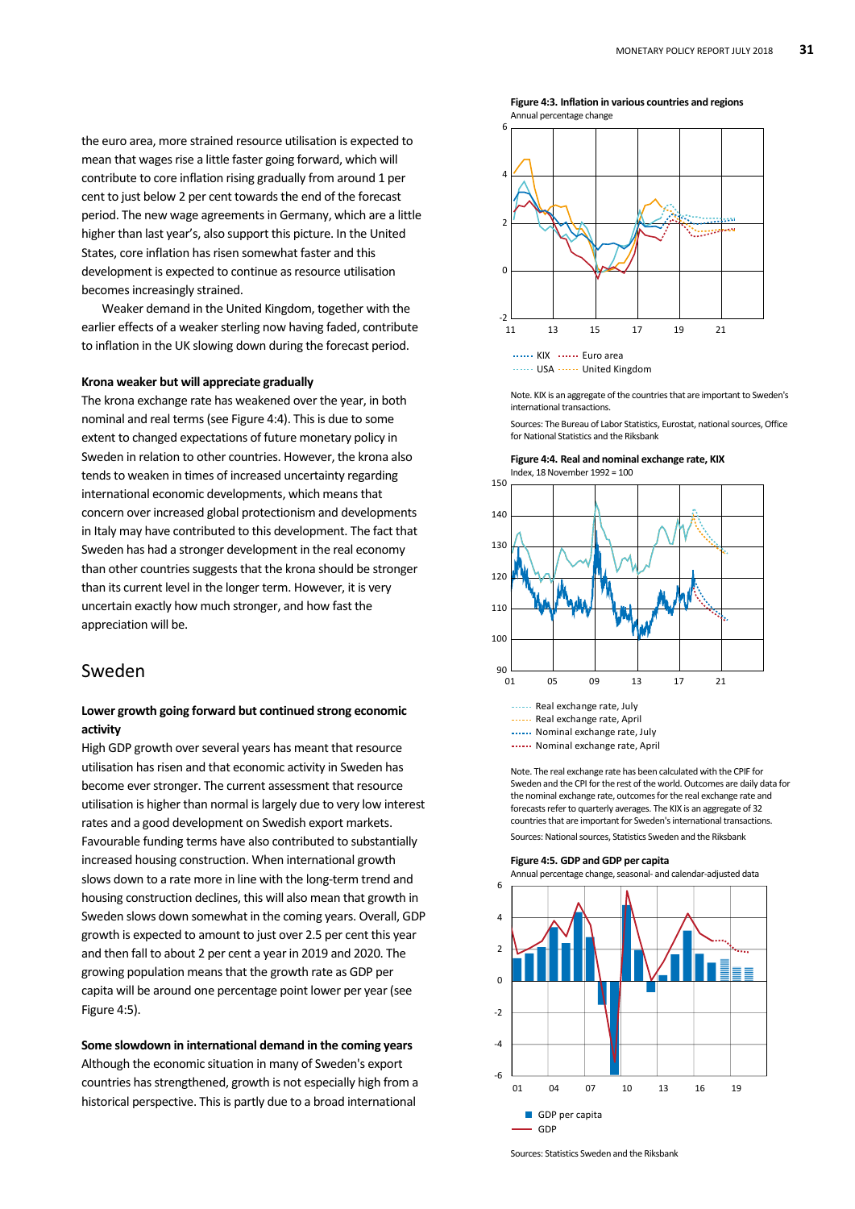the euro area, more strained resource utilisation is expected to mean that wages rise a little faster going forward, which will contribute to core inflation rising gradually from around 1 per cent to just below 2 per cent towards the end of the forecast period. The new wage agreements in Germany, which are a little higher than last year's, also support this picture. In the United States, core inflation has risen somewhat faster and this development is expected to continue as resource utilisation becomes increasingly strained.

Weaker demand in the United Kingdom, together with the earlier effects of a weaker sterling now having faded, contribute to inflation in the UK slowing down during the forecast period.

**Krona weaker but will appreciate gradually**

The krona exchange rate has weakened over the year, in both nominal and real terms (see Figure 4:4). This is due to some extent to changed expectations of future monetary policy in Sweden in relation to other countries. However, the krona also tends to weaken in times of increased uncertainty regarding international economic developments, which means that concern over increased global protectionism and developments in Italy may have contributed to this development. The fact that Sweden has had a stronger development in the real economy than other countries suggests that the krona should be stronger than its current level in the longer term. However, it is very uncertain exactly how much stronger, and how fast the appreciation will be.

## Sweden

**Lower growth going forward but continued strong economic activity**

High GDP growth over several years has meant that resource utilisation has risen and that economic activity in Sweden has become ever stronger. The current assessment that resource utilisation is higher than normal is largely due to very low interest rates and a good development on Swedish export markets. Favourable funding terms have also contributed to substantially increased housing construction. When international growth slows down to a rate more in line with the long-term trend and housing construction declines, this will also mean that growth in Sweden slows down somewhat in the coming years. Overall, GDP growth is expected to amount to just over 2.5 per cent this year and then fall to about 2 per cent a year in 2019 and 2020. The growing population means that the growth rate as GDP per capita will be around one percentage point lower per year (see Figure 4:5).

**Some slowdown in international demand in the coming years**

Although the economic situation in many of Sweden's export countries has strengthened, growth is not especially high from a historical perspective. This is partly due to a broad international

**Figure 4:3. Inflation in various countries and regions**
Annual percentage change

KIX, Euro area, USA, United Kingdom

Note. KIX is an aggregate of the countries that are important to Sweden's international transactions.

Sources: The Bureau of Labor Statistics, Eurostat, national sources, Office for National Statistics and the Riksbank

**Figure 4:4. Real and nominal exchange rate, KIX**
Index, 18 November 1992 = 100

Real exchange rate, July; Real exchange rate, April; Nominal exchange rate, July; Nominal exchange rate, April

Note. The real exchange rate has been calculated with the CPIF for Sweden and the CPI for the rest of the world. Outcomes are daily data for the nominal exchange rate, outcomes for the real exchange rate and forecasts refer to quarterly averages. The KIX is an aggregate of 32 countries that are important for Sweden's international transactions.

Sources: National sources, Statistics Sweden and the Riksbank

**Figure 4:5. GDP and GDP per capita**
Annual percentage change, seasonal- and calendar-adjusted data

GDP per capita; GDP

Sources: Statistics Sweden and the Riksbank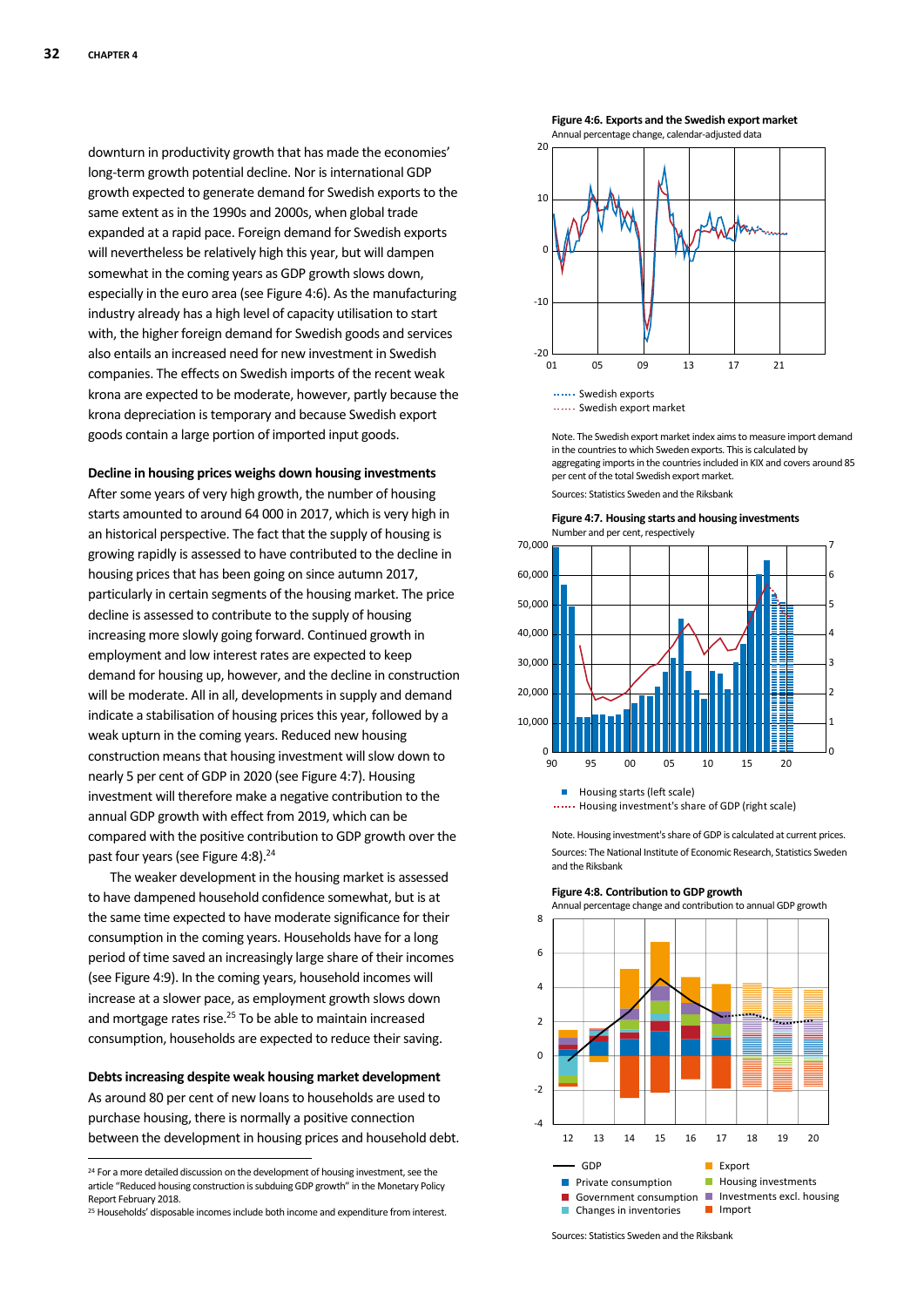downturn in productivity growth that has made the economies' long-term growth potential decline. Nor is international GDP growth expected to generate demand for Swedish exports to the same extent as in the 1990s and 2000s, when global trade expanded at a rapid pace. Foreign demand for Swedish exports will nevertheless be relatively high this year, but will dampen somewhat in the coming years as GDP growth slows down, especially in the euro area (see Figure 4:6). As the manufacturing industry already has a high level of capacity utilisation to start with, the higher foreign demand for Swedish goods and services also entails an increased need for new investment in Swedish companies. The effects on Swedish imports of the recent weak krona are expected to be moderate, however, partly because the krona depreciation is temporary and because Swedish export goods contain a large portion of imported input goods.

### Decline in housing prices weighs down housing investments

After some years of very high growth, the number of housing starts amounted to around 64 000 in 2017, which is very high in an historical perspective. The fact that the supply of housing is growing rapidly is assessed to have contributed to the decline in housing prices that has been going on since autumn 2017, particularly in certain segments of the housing market. The price decline is assessed to contribute to the supply of housing increasing more slowly going forward. Continued growth in employment and low interest rates are expected to keep demand for housing up, however, and the decline in construction will be moderate. All in all, developments in supply and demand indicate a stabilisation of housing prices this year, followed by a weak upturn in the coming years. Reduced new housing construction means that housing investment will slow down to nearly 5 per cent of GDP in 2020 (see Figure 4:7). Housing investment will therefore make a negative contribution to the annual GDP growth with effect from 2019, which can be compared with the positive contribution to GDP growth over the past four years (see Figure 4:8).[24]

The weaker development in the housing market is assessed to have dampened household confidence somewhat, but is at the same time expected to have moderate significance for their consumption in the coming years. Households have for a long period of time saved an increasingly large share of their incomes (see Figure 4:9). In the coming years, household incomes will increase at a slower pace, as employment growth slows down and mortgage rates rise.[25] To be able to maintain increased consumption, households are expected to reduce their saving.

### Debts increasing despite weak housing market development

As around 80 per cent of new loans to households are used to purchase housing, there is normally a positive connection between the development in housing prices and household debt.

**Figure 4:6. Exports and the Swedish export market**
Annual percentage change, calendar-adjusted data

Swedish exports
Swedish export market

Note. The Swedish export market index aims to measure import demand in the countries to which Sweden exports. This is calculated by aggregating imports in the countries included in KIX and covers around 85 per cent of the total Swedish export market.

Sources: Statistics Sweden and the Riksbank

**Figure 4:7. Housing starts and housing investments**
Number and per cent, respectively

Housing starts (left scale)
Housing investment's share of GDP (right scale)

Note. Housing investment's share of GDP is calculated at current prices.

Sources: The National Institute of Economic Research, Statistics Sweden and the Riksbank

**Figure 4:8. Contribution to GDP growth**
Annual percentage change and contribution to annual GDP growth

GDP, Private consumption, Government consumption, Changes in inventories, Export, Housing investments, Investments excl. housing, Import

Sources: Statistics Sweden and the Riksbank

[24] For a more detailed discussion on the development of housing investment, see the article "Reduced housing construction is subduing GDP growth" in the Monetary Policy Report February 2018.

[25] Households' disposable incomes include both income and expenditure from interest.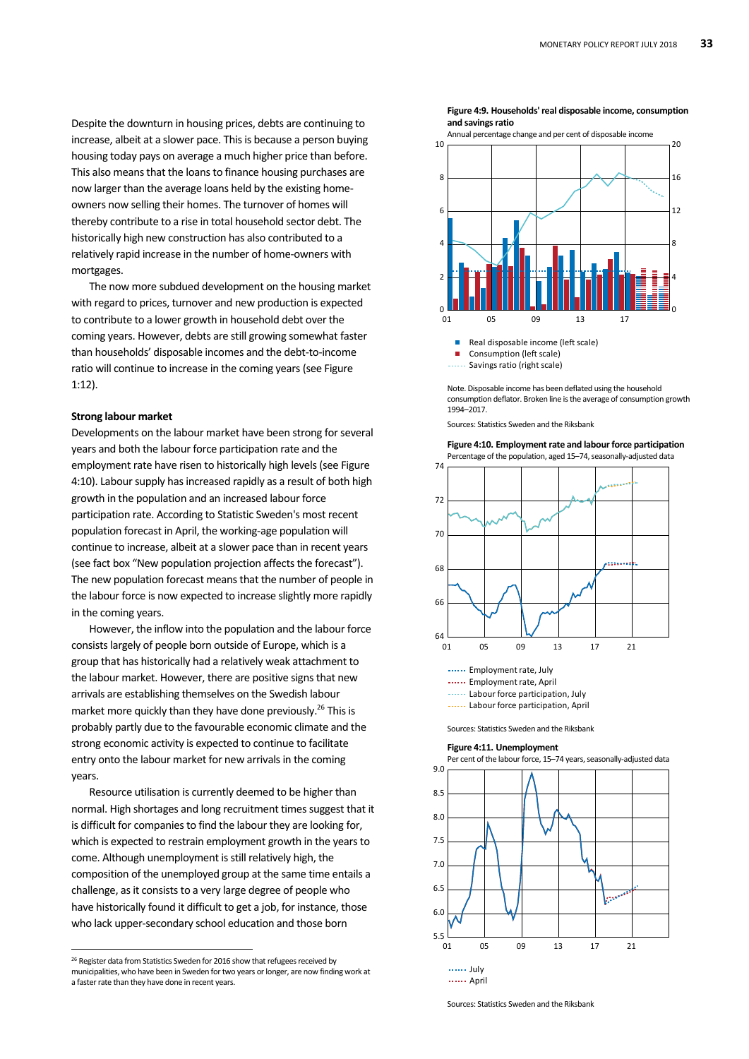Despite the downturn in housing prices, debts are continuing to increase, albeit at a slower pace. This is because a person buying housing today pays on average a much higher price than before. This also means that the loans to finance housing purchases are now larger than the average loans held by the existing home-owners now selling their homes. The turnover of homes will thereby contribute to a rise in total household sector debt. The historically high new construction has also contributed to a relatively rapid increase in the number of home-owners with mortgages.

The now more subdued development on the housing market with regard to prices, turnover and new production is expected to contribute to a lower growth in household debt over the coming years. However, debts are still growing somewhat faster than households' disposable incomes and the debt-to-income ratio will continue to increase in the coming years (see Figure 1:12).

### Strong labour market

Developments on the labour market have been strong for several years and both the labour force participation rate and the employment rate have risen to historically high levels (see Figure 4:10). Labour supply has increased rapidly as a result of both high growth in the population and an increased labour force participation rate. According to Statistic Sweden's most recent population forecast in April, the working-age population will continue to increase, albeit at a slower pace than in recent years (see fact box "New population projection affects the forecast"). The new population forecast means that the number of people in the labour force is now expected to increase slightly more rapidly in the coming years.

However, the inflow into the population and the labour force consists largely of people born outside of Europe, which is a group that has historically had a relatively weak attachment to the labour market. However, there are positive signs that new arrivals are establishing themselves on the Swedish labour market more quickly than they have done previously.[26] This is probably partly due to the favourable economic climate and the strong economic activity is expected to continue to facilitate entry onto the labour market for new arrivals in the coming years.

Resource utilisation is currently deemed to be higher than normal. High shortages and long recruitment times suggest that it is difficult for companies to find the labour they are looking for, which is expected to restrain employment growth in the years to come. Although unemployment is still relatively high, the composition of the unemployed group at the same time entails a challenge, as it consists to a very large degree of people who have historically found it difficult to get a job, for instance, those who lack upper-secondary school education and those born

[26] Register data from Statistics Sweden for 2016 show that refugees received by municipalities, who have been in Sweden for two years or longer, are now finding work at a faster rate than they have done in recent years.

**Figure 4:9. Households' real disposable income, consumption and savings ratio**
Annual percentage change and per cent of disposable income

- Real disposable income (left scale)
- Consumption (left scale)
- Savings ratio (right scale)

Note. Disposable income has been deflated using the household consumption deflator. Broken line is the average of consumption growth 1994–2017.

Sources: Statistics Sweden and the Riksbank

**Figure 4:10. Employment rate and labour force participation**
Percentage of the population, aged 15–74, seasonally-adjusted data

- Employment rate, July
- Employment rate, April
- Labour force participation, July
- Labour force participation, April

Sources: Statistics Sweden and the Riksbank

**Figure 4:11. Unemployment**
Per cent of the labour force, 15–74 years, seasonally-adjusted data

- July
- April

Sources: Statistics Sweden and the Riksbank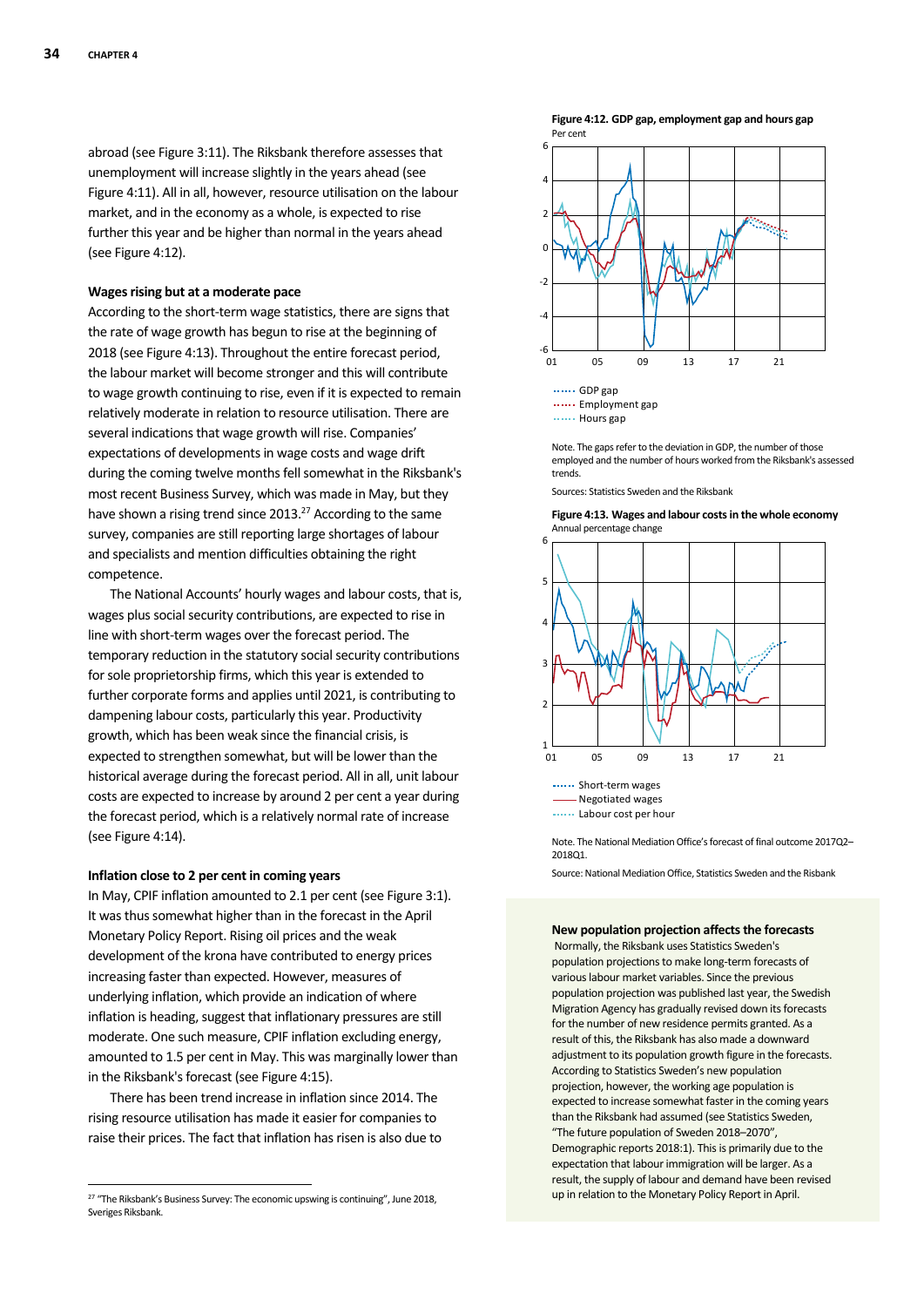abroad (see Figure 3:11). The Riksbank therefore assesses that unemployment will increase slightly in the years ahead (see Figure 4:11). All in all, however, resource utilisation on the labour market, and in the economy as a whole, is expected to rise further this year and be higher than normal in the years ahead (see Figure 4:12).

### Wages rising but at a moderate pace

According to the short-term wage statistics, there are signs that the rate of wage growth has begun to rise at the beginning of 2018 (see Figure 4:13). Throughout the entire forecast period, the labour market will become stronger and this will contribute to wage growth continuing to rise, even if it is expected to remain relatively moderate in relation to resource utilisation. There are several indications that wage growth will rise. Companies' expectations of developments in wage costs and wage drift during the coming twelve months fell somewhat in the Riksbank's most recent Business Survey, which was made in May, but they have shown a rising trend since 2013.[27] According to the same survey, companies are still reporting large shortages of labour and specialists and mention difficulties obtaining the right competence.

The National Accounts' hourly wages and labour costs, that is, wages plus social security contributions, are expected to rise in line with short-term wages over the forecast period. The temporary reduction in the statutory social security contributions for sole proprietorship firms, which this year is extended to further corporate forms and applies until 2021, is contributing to dampening labour costs, particularly this year. Productivity growth, which has been weak since the financial crisis, is expected to strengthen somewhat, but will be lower than the historical average during the forecast period. All in all, unit labour costs are expected to increase by around 2 per cent a year during the forecast period, which is a relatively normal rate of increase (see Figure 4:14).

### Inflation close to 2 per cent in coming years

In May, CPIF inflation amounted to 2.1 per cent (see Figure 3:1). It was thus somewhat higher than in the forecast in the April Monetary Policy Report. Rising oil prices and the weak development of the krona have contributed to energy prices increasing faster than expected. However, measures of underlying inflation, which provide an indication of where inflation is heading, suggest that inflationary pressures are still moderate. One such measure, CPIF inflation excluding energy, amounted to 1.5 per cent in May. This was marginally lower than in the Riksbank's forecast (see Figure 4:15).

There has been trend increase in inflation since 2014. The rising resource utilisation has made it easier for companies to raise their prices. The fact that inflation has risen is also due to

[27] "The Riksbank's Business Survey: The economic upswing is continuing", June 2018, Sveriges Riksbank.

**Figure 4:12. GDP gap, employment gap and hours gap**
Per cent

GDP gap
Employment gap
Hours gap

Note. The gaps refer to the deviation in GDP, the number of those employed and the number of hours worked from the Riksbank's assessed trends.

Sources: Statistics Sweden and the Riksbank

**Figure 4:13. Wages and labour costs in the whole economy**
Annual percentage change

Short-term wages
Negotiated wages
Labour cost per hour

Note. The National Mediation Office's forecast of final outcome 2017Q2–2018Q1.

Source: National Mediation Office, Statistics Sweden and the Risbank

### New population projection affects the forecasts

Normally, the Riksbank uses Statistics Sweden's population projections to make long-term forecasts of various labour market variables. Since the previous population projection was published last year, the Swedish Migration Agency has gradually revised down its forecasts for the number of new residence permits granted. As a result of this, the Riksbank has also made a downward adjustment to its population growth figure in the forecasts. According to Statistics Sweden's new population projection, however, the working age population is expected to increase somewhat faster in the coming years than the Riksbank had assumed (see Statistics Sweden, "The future population of Sweden 2018–2070", Demographic reports 2018:1). This is primarily due to the expectation that labour immigration will be larger. As a result, the supply of labour and demand have been revised up in relation to the Monetary Policy Report in April.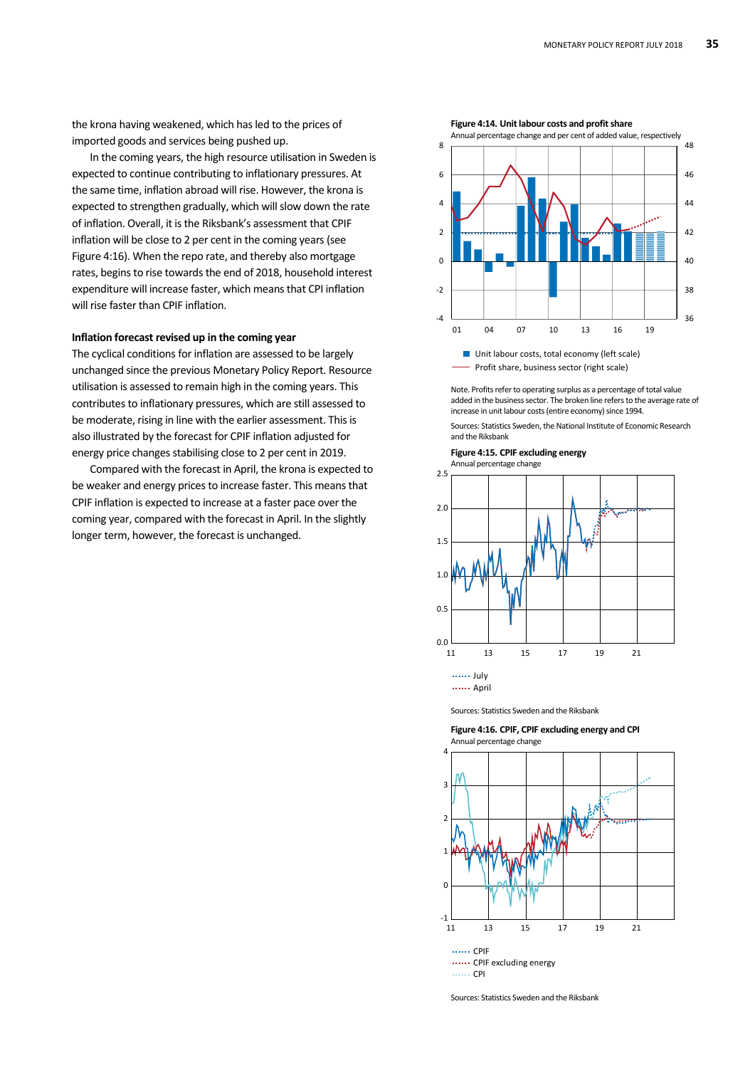the krona having weakened, which has led to the prices of imported goods and services being pushed up.

In the coming years, the high resource utilisation in Sweden is expected to continue contributing to inflationary pressures. At the same time, inflation abroad will rise. However, the krona is expected to strengthen gradually, which will slow down the rate of inflation. Overall, it is the Riksbank's assessment that CPIF inflation will be close to 2 per cent in the coming years (see Figure 4:16). When the repo rate, and thereby also mortgage rates, begins to rise towards the end of 2018, household interest expenditure will increase faster, which means that CPI inflation will rise faster than CPIF inflation.

### Inflation forecast revised up in the coming year

The cyclical conditions for inflation are assessed to be largely unchanged since the previous Monetary Policy Report. Resource utilisation is assessed to remain high in the coming years. This contributes to inflationary pressures, which are still assessed to be moderate, rising in line with the earlier assessment. This is also illustrated by the forecast for CPIF inflation adjusted for energy price changes stabilising close to 2 per cent in 2019.

Compared with the forecast in April, the krona is expected to be weaker and energy prices to increase faster. This means that CPIF inflation is expected to increase at a faster pace over the coming year, compared with the forecast in April. In the slightly longer term, however, the forecast is unchanged.

**Figure 4:14. Unit labour costs and profit share**
Annual percentage change and per cent of added value, respectively

Unit labour costs, total economy (left scale)
Profit share, business sector (right scale)

Note. Profits refer to operating surplus as a percentage of total value added in the business sector. The broken line refers to the average rate of increase in unit labour costs (entire economy) since 1994.

Sources: Statistics Sweden, the National Institute of Economic Research and the Riksbank

**Figure 4:15. CPIF excluding energy**
Annual percentage change

July
April

Sources: Statistics Sweden and the Riksbank

**Figure 4:16. CPIF, CPIF excluding energy and CPI**
Annual percentage change

CPIF
CPIF excluding energy
CPI

Sources: Statistics Sweden and the Riksbank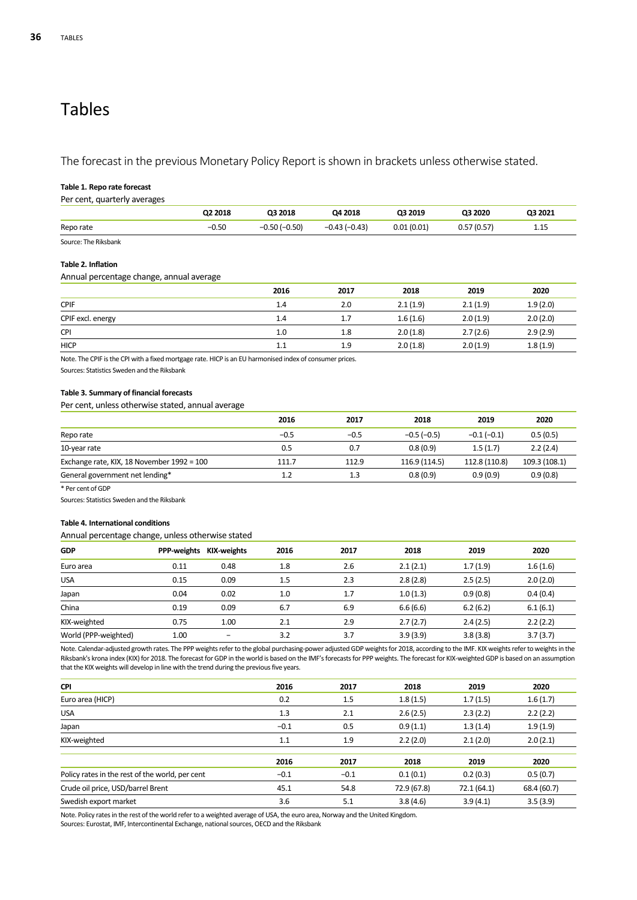# Tables

The forecast in the previous Monetary Policy Report is shown in brackets unless otherwise stated.

**Table 1. Repo rate forecast**

Per cent, quarterly averages

| | Q2 2018 | Q3 2018 | Q4 2018 | Q3 2019 | Q3 2020 | Q3 2021 |
|---|---|---|---|---|---|---|
| Repo rate | −0.50 | −0.50 (−0.50) | −0.43 (−0.43) | 0.01 (0.01) | 0.57 (0.57) | 1.15 |

Source: The Riksbank

**Table 2. Inflation**

Annual percentage change, annual average

| | 2016 | 2017 | 2018 | 2019 | 2020 |
|---|---|---|---|---|---|
| CPIF | 1.4 | 2.0 | 2.1 (1.9) | 2.1 (1.9) | 1.9 (2.0) |
| CPIF excl. energy | 1.4 | 1.7 | 1.6 (1.6) | 2.0 (1.9) | 2.0 (2.0) |
| CPI | 1.0 | 1.8 | 2.0 (1.8) | 2.7 (2.6) | 2.9 (2.9) |
| HICP | 1.1 | 1.9 | 2.0 (1.8) | 2.0 (1.9) | 1.8 (1.9) |

Note. The CPIF is the CPI with a fixed mortgage rate. HICP is an EU harmonised index of consumer prices.

Sources: Statistics Sweden and the Riksbank

**Table 3. Summary of financial forecasts**

Per cent, unless otherwise stated, annual average

| | 2016 | 2017 | 2018 | 2019 | 2020 |
|---|---|---|---|---|---|
| Repo rate | −0.5 | −0.5 | −0.5 (−0.5) | −0.1 (−0.1) | 0.5 (0.5) |
| 10-year rate | 0.5 | 0.7 | 0.8 (0.9) | 1.5 (1.7) | 2.2 (2.4) |
| Exchange rate, KIX, 18 November 1992 = 100 | 111.7 | 112.9 | 116.9 (114.5) | 112.8 (110.8) | 109.3 (108.1) |
| General government net lending* | 1.2 | 1.3 | 0.8 (0.9) | 0.9 (0.9) | 0.9 (0.8) |

* Per cent of GDP

Sources: Statistics Sweden and the Riksbank

**Table 4. International conditions**

Annual percentage change, unless otherwise stated

| GDP | PPP-weights | KIX-weights | 2016 | 2017 | 2018 | 2019 | 2020 |
|---|---|---|---|---|---|---|---|
| Euro area | 0.11 | 0.48 | 1.8 | 2.6 | 2.1 (2.1) | 1.7 (1.9) | 1.6 (1.6) |
| USA | 0.15 | 0.09 | 1.5 | 2.3 | 2.8 (2.8) | 2.5 (2.5) | 2.0 (2.0) |
| Japan | 0.04 | 0.02 | 1.0 | 1.7 | 1.0 (1.3) | 0.9 (0.8) | 0.4 (0.4) |
| China | 0.19 | 0.09 | 6.7 | 6.9 | 6.6 (6.6) | 6.2 (6.2) | 6.1 (6.1) |
| KIX-weighted | 0.75 | 1.00 | 2.1 | 2.9 | 2.7 (2.7) | 2.4 (2.5) | 2.2 (2.2) |
| World (PPP-weighted) | 1.00 | – | 3.2 | 3.7 | 3.9 (3.9) | 3.8 (3.8) | 3.7 (3.7) |

Note. Calendar-adjusted growth rates. The PPP weights refer to the global purchasing-power adjusted GDP weights for 2018, according to the IMF. KIX weights refer to weights in the Riksbank's krona index (KIX) for 2018. The forecast for GDP in the world is based on the IMF's forecasts for PPP weights. The forecast for KIX-weighted GDP is based on an assumption that the KIX weights will develop in line with the trend during the previous five years.

| CPI | 2016 | 2017 | 2018 | 2019 | 2020 |
|---|---|---|---|---|---|
| Euro area (HICP) | 0.2 | 1.5 | 1.8 (1.5) | 1.7 (1.5) | 1.6 (1.7) |
| USA | 1.3 | 2.1 | 2.6 (2.5) | 2.3 (2.2) | 2.2 (2.2) |
| Japan | −0.1 | 0.5 | 0.9 (1.1) | 1.3 (1.4) | 1.9 (1.9) |
| KIX-weighted | 1.1 | 1.9 | 2.2 (2.0) | 2.1 (2.0) | 2.0 (2.1) |

| | 2016 | 2017 | 2018 | 2019 | 2020 |
|---|---|---|---|---|---|
| Policy rates in the rest of the world, per cent | −0.1 | −0.1 | 0.1 (0.1) | 0.2 (0.3) | 0.5 (0.7) |
| Crude oil price, USD/barrel Brent | 45.1 | 54.8 | 72.9 (67.8) | 72.1 (64.1) | 68.4 (60.7) |
| Swedish export market | 3.6 | 5.1 | 3.8 (4.6) | 3.9 (4.1) | 3.5 (3.9) |

Note. Policy rates in the rest of the world refer to a weighted average of USA, the euro area, Norway and the United Kingdom.

Sources: Eurostat, IMF, Intercontinental Exchange, national sources, OECD and the Riksbank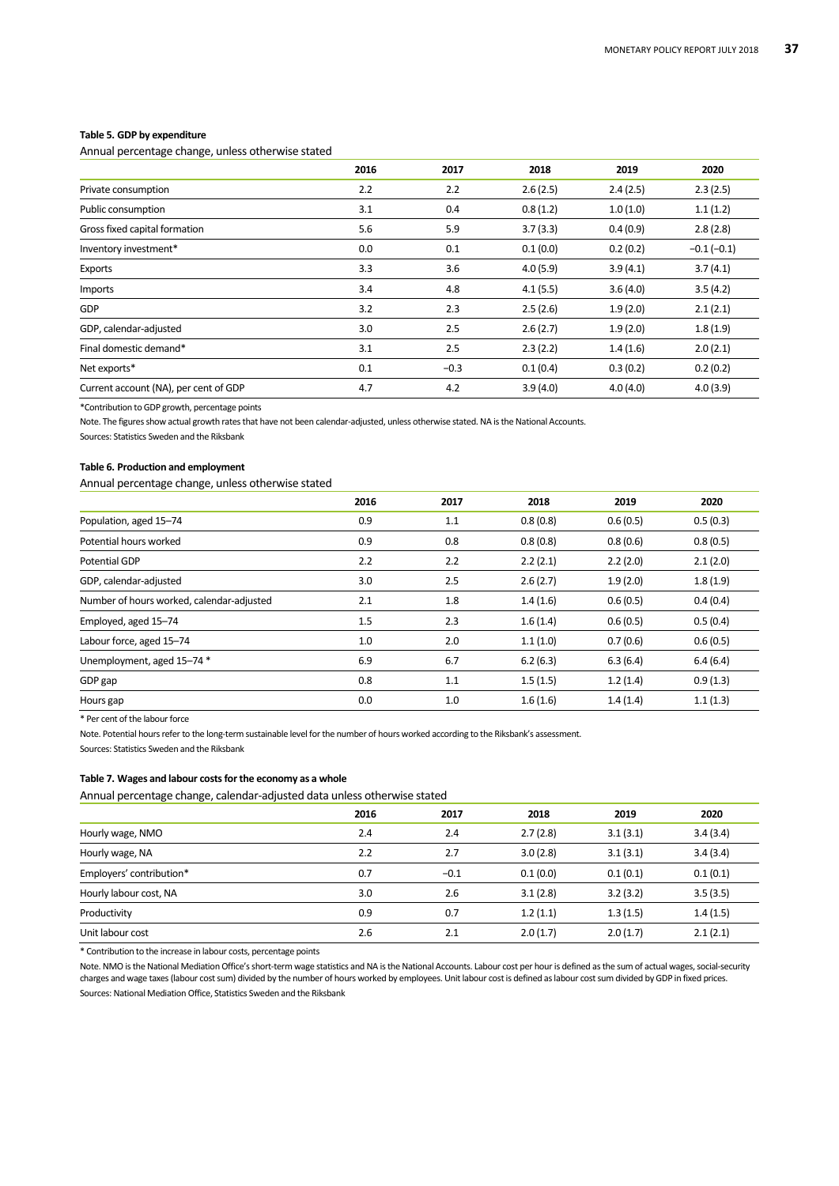**Table 5. GDP by expenditure**

Annual percentage change, unless otherwise stated

| | 2016 | 2017 | 2018 | 2019 | 2020 |
|---|---|---|---|---|---|
| Private consumption | 2.2 | 2.2 | 2.6 (2.5) | 2.4 (2.5) | 2.3 (2.5) |
| Public consumption | 3.1 | 0.4 | 0.8 (1.2) | 1.0 (1.0) | 1.1 (1.2) |
| Gross fixed capital formation | 5.6 | 5.9 | 3.7 (3.3) | 0.4 (0.9) | 2.8 (2.8) |
| Inventory investment* | 0.0 | 0.1 | 0.1 (0.0) | 0.2 (0.2) | −0.1 (−0.1) |
| Exports | 3.3 | 3.6 | 4.0 (5.9) | 3.9 (4.1) | 3.7 (4.1) |
| Imports | 3.4 | 4.8 | 4.1 (5.5) | 3.6 (4.0) | 3.5 (4.2) |
| GDP | 3.2 | 2.3 | 2.5 (2.6) | 1.9 (2.0) | 2.1 (2.1) |
| GDP, calendar-adjusted | 3.0 | 2.5 | 2.6 (2.7) | 1.9 (2.0) | 1.8 (1.9) |
| Final domestic demand* | 3.1 | 2.5 | 2.3 (2.2) | 1.4 (1.6) | 2.0 (2.1) |
| Net exports* | 0.1 | −0.3 | 0.1 (0.4) | 0.3 (0.2) | 0.2 (0.2) |
| Current account (NA), per cent of GDP | 4.7 | 4.2 | 3.9 (4.0) | 4.0 (4.0) | 4.0 (3.9) |

*Contribution to GDP growth, percentage points

Note. The figures show actual growth rates that have not been calendar-adjusted, unless otherwise stated. NA is the National Accounts.

Sources: Statistics Sweden and the Riksbank

**Table 6. Production and employment**

Annual percentage change, unless otherwise stated

| | 2016 | 2017 | 2018 | 2019 | 2020 |
|---|---|---|---|---|---|
| Population, aged 15–74 | 0.9 | 1.1 | 0.8 (0.8) | 0.6 (0.5) | 0.5 (0.3) |
| Potential hours worked | 0.9 | 0.8 | 0.8 (0.8) | 0.8 (0.6) | 0.8 (0.5) |
| Potential GDP | 2.2 | 2.2 | 2.2 (2.1) | 2.2 (2.0) | 2.1 (2.0) |
| GDP, calendar-adjusted | 3.0 | 2.5 | 2.6 (2.7) | 1.9 (2.0) | 1.8 (1.9) |
| Number of hours worked, calendar-adjusted | 2.1 | 1.8 | 1.4 (1.6) | 0.6 (0.5) | 0.4 (0.4) |
| Employed, aged 15–74 | 1.5 | 2.3 | 1.6 (1.4) | 0.6 (0.5) | 0.5 (0.4) |
| Labour force, aged 15–74 | 1.0 | 2.0 | 1.1 (1.0) | 0.7 (0.6) | 0.6 (0.5) |
| Unemployment, aged 15–74 * | 6.9 | 6.7 | 6.2 (6.3) | 6.3 (6.4) | 6.4 (6.4) |
| GDP gap | 0.8 | 1.1 | 1.5 (1.5) | 1.2 (1.4) | 0.9 (1.3) |
| Hours gap | 0.0 | 1.0 | 1.6 (1.6) | 1.4 (1.4) | 1.1 (1.3) |

* Per cent of the labour force

Note. Potential hours refer to the long-term sustainable level for the number of hours worked according to the Riksbank's assessment.

Sources: Statistics Sweden and the Riksbank

**Table 7. Wages and labour costs for the economy as a whole**

Annual percentage change, calendar-adjusted data unless otherwise stated

| | 2016 | 2017 | 2018 | 2019 | 2020 |
|---|---|---|---|---|---|
| Hourly wage, NMO | 2.4 | 2.4 | 2.7 (2.8) | 3.1 (3.1) | 3.4 (3.4) |
| Hourly wage, NA | 2.2 | 2.7 | 3.0 (2.8) | 3.1 (3.1) | 3.4 (3.4) |
| Employers' contribution* | 0.7 | −0.1 | 0.1 (0.0) | 0.1 (0.1) | 0.1 (0.1) |
| Hourly labour cost, NA | 3.0 | 2.6 | 3.1 (2.8) | 3.2 (3.2) | 3.5 (3.5) |
| Productivity | 0.9 | 0.7 | 1.2 (1.1) | 1.3 (1.5) | 1.4 (1.5) |
| Unit labour cost | 2.6 | 2.1 | 2.0 (1.7) | 2.0 (1.7) | 2.1 (2.1) |

* Contribution to the increase in labour costs, percentage points

Note. NMO is the National Mediation Office's short-term wage statistics and NA is the National Accounts. Labour cost per hour is defined as the sum of actual wages, social-security charges and wage taxes (labour cost sum) divided by the number of hours worked by employees. Unit labour cost is defined as labour cost sum divided by GDP in fixed prices.

Sources: National Mediation Office, Statistics Sweden and the Riksbank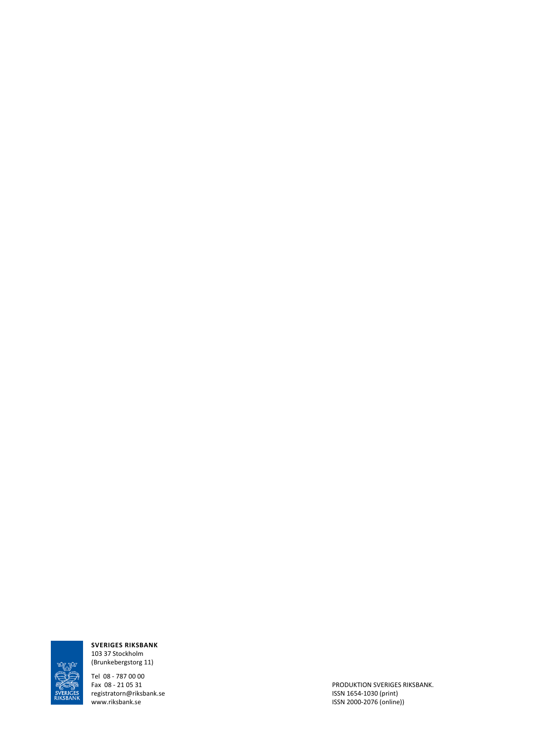**SVERIGES RIKSBANK**
103 37 Stockholm
(Brunkebergstorg 11)

Tel 08 - 787 00 00
Fax 08 - 21 05 31
registratorn@riksbank.se
www.riksbank.se

PRODUKTION SVERIGES RIKSBANK.
ISSN 1654-1030 (print)
ISSN 2000-2076 (online))